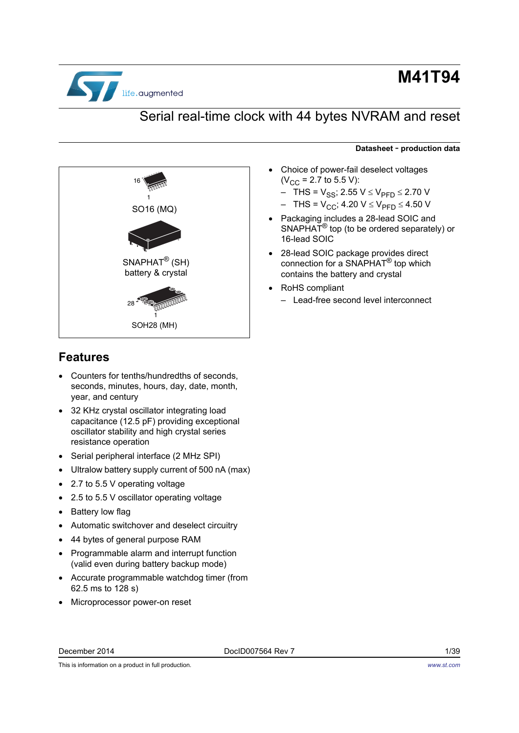# M41T94

## Serial real-time clock with 44 bytes NVRAM and reset

**Datasheet - production data**

16

1

SO16 (MQ)

SNAPHAT® (SH)
battery & crystal

28

1

SOH28 (MH)

## Features

- Counters for tenths/hundredths of seconds, seconds, minutes, hours, day, date, month, year, and century
- 32 KHz crystal oscillator integrating load capacitance (12.5 pF) providing exceptional oscillator stability and high crystal series resistance operation
- Serial peripheral interface (2 MHz SPI)
- Ultralow battery supply current of 500 nA (max)
- 2.7 to 5.5 V operating voltage
- 2.5 to 5.5 V oscillator operating voltage
- Battery low flag
- Automatic switchover and deselect circuitry
- 44 bytes of general purpose RAM
- Programmable alarm and interrupt function (valid even during battery backup mode)
- Accurate programmable watchdog timer (from 62.5 ms to 128 s)
- Microprocessor power-on reset
- Choice of power-fail deselect voltages ($V_{CC}$ = 2.7 to 5.5 V):
  - THS = $V_{SS}$; 2.55 V ≤ $V_{PFD}$ ≤ 2.70 V
  - THS = $V_{CC}$; 4.20 V ≤ $V_{PFD}$ ≤ 4.50 V
- Packaging includes a 28-lead SOIC and SNAPHAT® top (to be ordered separately) or 16-lead SOIC
- 28-lead SOIC package provides direct connection for a SNAPHAT® top which contains the battery and crystal
- RoHS compliant
  - Lead-free second level interconnect

December 2014 DocID007564 Rev 7

This is information on a product in full production.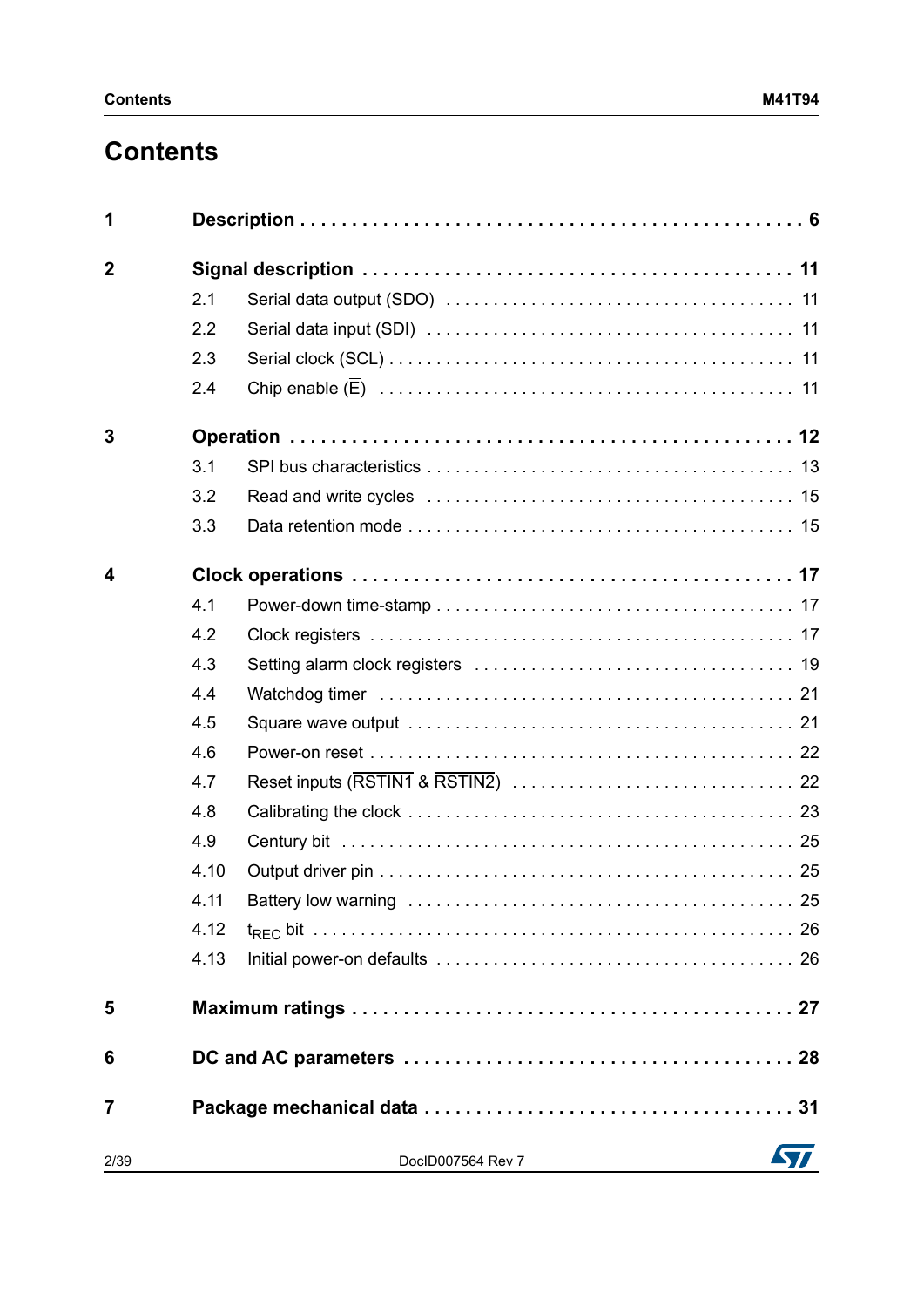# Contents

| | | | |
|---|---|---|---|
| **1** | **Description** | | **6** |
| **2** | **Signal description** | | **11** |
| | 2.1 | Serial data output (SDO) | 11 |
| | 2.2 | Serial data input (SDI) | 11 |
| | 2.3 | Serial clock (SCL) | 11 |
| | 2.4 | Chip enable ($\overline{E}$) | 11 |
| **3** | **Operation** | | **12** |
| | 3.1 | SPI bus characteristics | 13 |
| | 3.2 | Read and write cycles | 15 |
| | 3.3 | Data retention mode | 15 |
| **4** | **Clock operations** | | **17** |
| | 4.1 | Power-down time-stamp | 17 |
| | 4.2 | Clock registers | 17 |
| | 4.3 | Setting alarm clock registers | 19 |
| | 4.4 | Watchdog timer | 21 |
| | 4.5 | Square wave output | 21 |
| | 4.6 | Power-on reset | 22 |
| | 4.7 | Reset inputs ($\overline{RSTIN1}$ & $\overline{RSTIN2}$) | 22 |
| | 4.8 | Calibrating the clock | 23 |
| | 4.9 | Century bit | 25 |
| | 4.10 | Output driver pin | 25 |
| | 4.11 | Battery low warning | 25 |
| | 4.12 | $t_{REC}$ bit | 26 |
| | 4.13 | Initial power-on defaults | 26 |
| **5** | **Maximum ratings** | | **27** |
| **6** | **DC and AC parameters** | | **28** |
| **7** | **Package mechanical data** | | **31** |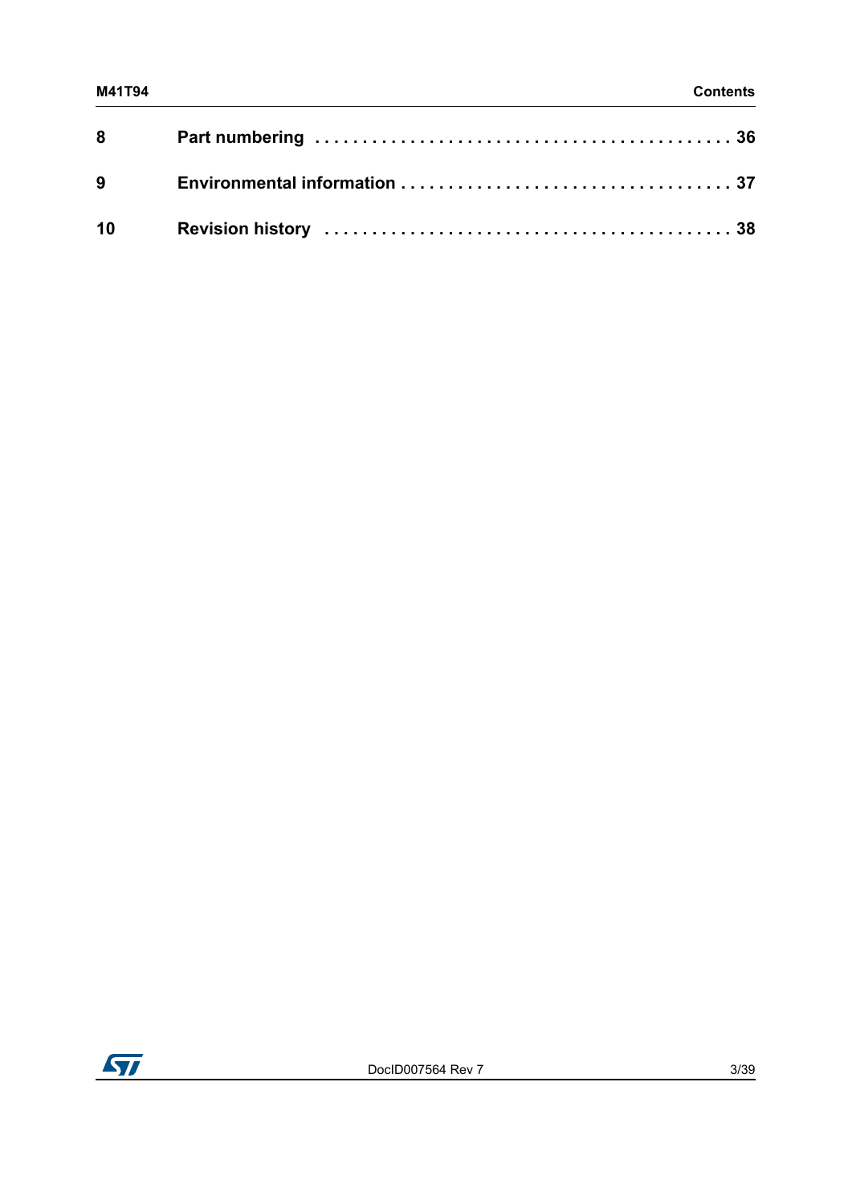| | | |
|---|---|---|
| **8** | **Part numbering** | **36** |
| **9** | **Environmental information** | **37** |
| **10** | **Revision history** | **38** |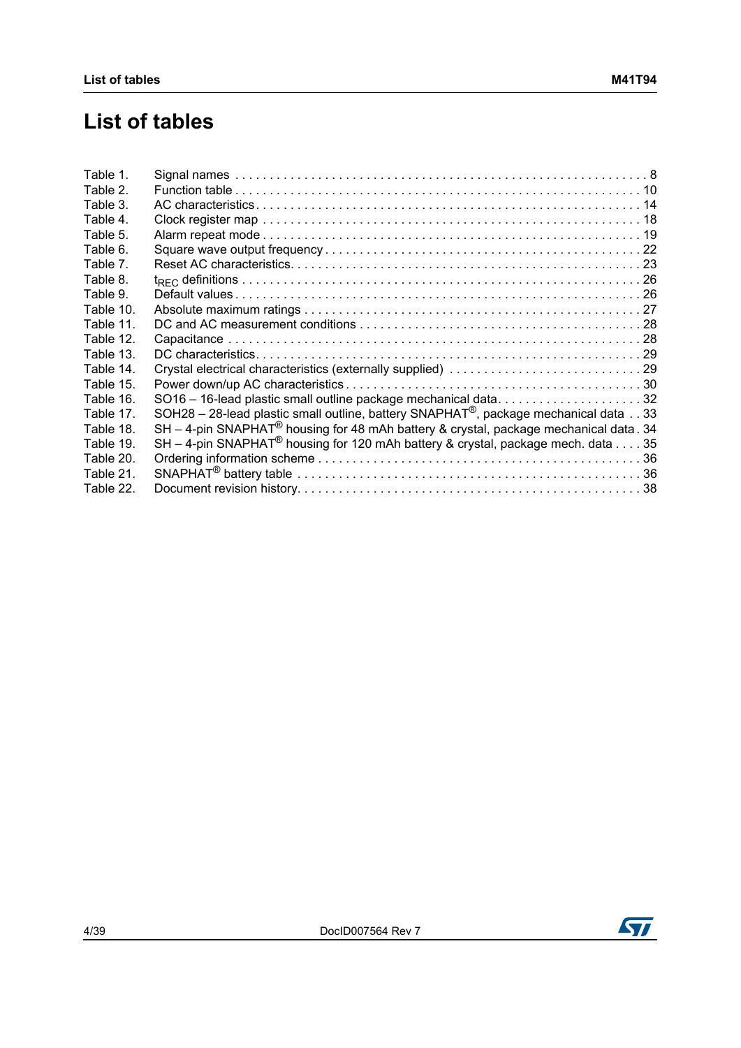# List of tables

| | | |
|---|---|---|
| Table 1. | Signal names | 8 |
| Table 2. | Function table | 10 |
| Table 3. | AC characteristics | 14 |
| Table 4. | Clock register map | 18 |
| Table 5. | Alarm repeat mode | 19 |
| Table 6. | Square wave output frequency | 22 |
| Table 7. | Reset AC characteristics | 23 |
| Table 8. | $t_{REC}$ definitions | 26 |
| Table 9. | Default values | 26 |
| Table 10. | Absolute maximum ratings | 27 |
| Table 11. | DC and AC measurement conditions | 28 |
| Table 12. | Capacitance | 28 |
| Table 13. | DC characteristics | 29 |
| Table 14. | Crystal electrical characteristics (externally supplied) | 29 |
| Table 15. | Power down/up AC characteristics | 30 |
| Table 16. | SO16 – 16-lead plastic small outline package mechanical data | 32 |
| Table 17. | SOH28 – 28-lead plastic small outline, battery SNAPHAT®, package mechanical data | 33 |
| Table 18. | SH – 4-pin SNAPHAT® housing for 48 mAh battery & crystal, package mechanical data | 34 |
| Table 19. | SH – 4-pin SNAPHAT® housing for 120 mAh battery & crystal, package mech. data | 35 |
| Table 20. | Ordering information scheme | 36 |
| Table 21. | SNAPHAT® battery table | 36 |
| Table 22. | Document revision history | 38 |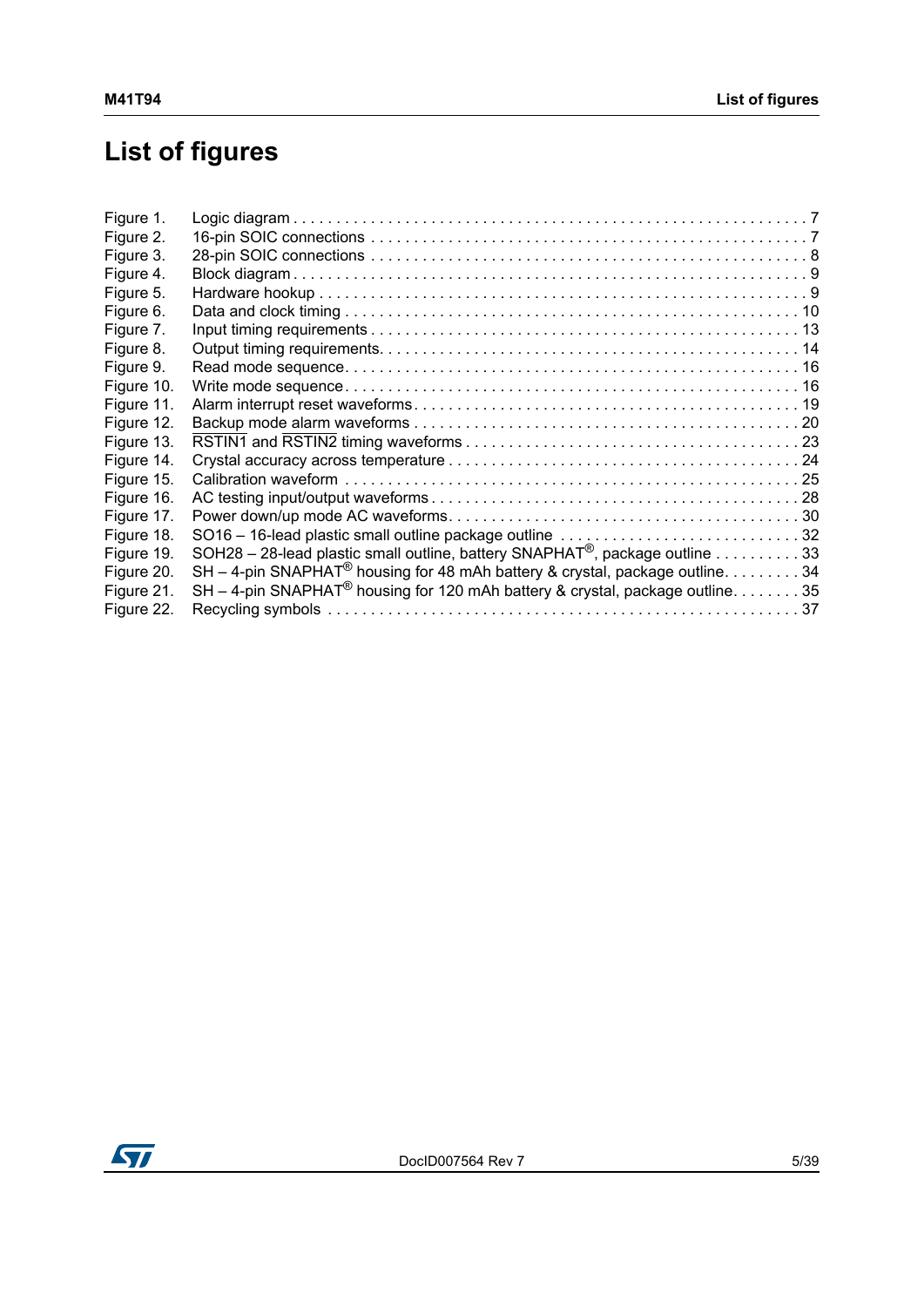# List of figures

Figure 1. Logic diagram . . . . . . . . . . . . . . . . . . . . . . . . . . . . . . . . . . . . . . . . . . . . . . . . . . . . . . . . . . . 7
Figure 2. 16-pin SOIC connections . . . . . . . . . . . . . . . . . . . . . . . . . . . . . . . . . . . . . . . . . . . . . . . . . . 7
Figure 3. 28-pin SOIC connections . . . . . . . . . . . . . . . . . . . . . . . . . . . . . . . . . . . . . . . . . . . . . . . . . . 8
Figure 4. Block diagram . . . . . . . . . . . . . . . . . . . . . . . . . . . . . . . . . . . . . . . . . . . . . . . . . . . . . . . . . . 9
Figure 5. Hardware hookup . . . . . . . . . . . . . . . . . . . . . . . . . . . . . . . . . . . . . . . . . . . . . . . . . . . . . . . 9
Figure 6. Data and clock timing . . . . . . . . . . . . . . . . . . . . . . . . . . . . . . . . . . . . . . . . . . . . . . . . . . . . 10
Figure 7. Input timing requirements . . . . . . . . . . . . . . . . . . . . . . . . . . . . . . . . . . . . . . . . . . . . . . . . . 13
Figure 8. Output timing requirements. . . . . . . . . . . . . . . . . . . . . . . . . . . . . . . . . . . . . . . . . . . . . . . . 14
Figure 9. Read mode sequence. . . . . . . . . . . . . . . . . . . . . . . . . . . . . . . . . . . . . . . . . . . . . . . . . . . . . 16
Figure 10. Write mode sequence . . . . . . . . . . . . . . . . . . . . . . . . . . . . . . . . . . . . . . . . . . . . . . . . . . . . 16
Figure 11. Alarm interrupt reset waveforms . . . . . . . . . . . . . . . . . . . . . . . . . . . . . . . . . . . . . . . . . . . . 19
Figure 12. Backup mode alarm waveforms . . . . . . . . . . . . . . . . . . . . . . . . . . . . . . . . . . . . . . . . . . . . 20
Figure 13. $\overline{\text{RSTIN1}}$ and $\overline{\text{RSTIN2}}$ timing waveforms . . . . . . . . . . . . . . . . . . . . . . . . . . . . . . . . . . . . . . 23
Figure 14. Crystal accuracy across temperature . . . . . . . . . . . . . . . . . . . . . . . . . . . . . . . . . . . . . . . . 24
Figure 15. Calibration waveform . . . . . . . . . . . . . . . . . . . . . . . . . . . . . . . . . . . . . . . . . . . . . . . . . . . . 25
Figure 16. AC testing input/output waveforms . . . . . . . . . . . . . . . . . . . . . . . . . . . . . . . . . . . . . . . . . . 28
Figure 17. Power down/up mode AC waveforms. . . . . . . . . . . . . . . . . . . . . . . . . . . . . . . . . . . . . . . . 30
Figure 18. SO16 – 16-lead plastic small outline package outline . . . . . . . . . . . . . . . . . . . . . . . . . . . . 32
Figure 19. SOH28 – 28-lead plastic small outline, battery SNAPHAT®, package outline . . . . . . . . . . 33
Figure 20. SH – 4-pin SNAPHAT® housing for 48 mAh battery & crystal, package outline. . . . . . . . . 34
Figure 21. SH – 4-pin SNAPHAT® housing for 120 mAh battery & crystal, package outline. . . . . . . . 35
Figure 22. Recycling symbols . . . . . . . . . . . . . . . . . . . . . . . . . . . . . . . . . . . . . . . . . . . . . . . . . . . . . . 37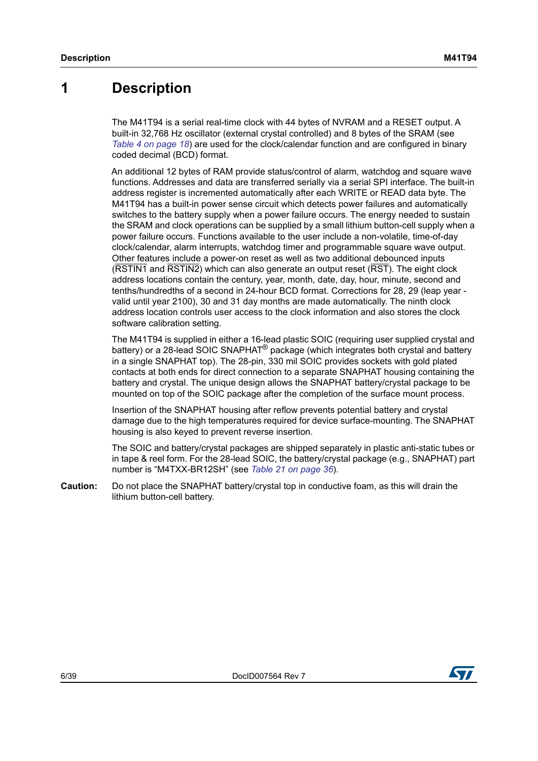# 1 Description

The M41T94 is a serial real-time clock with 44 bytes of NVRAM and a RESET output. A built-in 32,768 Hz oscillator (external crystal controlled) and 8 bytes of the SRAM (see *Table 4 on page 18*) are used for the clock/calendar function and are configured in binary coded decimal (BCD) format.

An additional 12 bytes of RAM provide status/control of alarm, watchdog and square wave functions. Addresses and data are transferred serially via a serial SPI interface. The built-in address register is incremented automatically after each WRITE or READ data byte. The M41T94 has a built-in power sense circuit which detects power failures and automatically switches to the battery supply when a power failure occurs. The energy needed to sustain the SRAM and clock operations can be supplied by a small lithium button-cell supply when a power failure occurs. Functions available to the user include a non-volatile, time-of-day clock/calendar, alarm interrupts, watchdog timer and programmable square wave output. Other features include a power-on reset as well as two additional debounced inputs ($\overline{\text{RSTIN1}}$ and $\overline{\text{RSTIN2}}$) which can also generate an output reset ($\overline{\text{RST}}$). The eight clock address locations contain the century, year, month, date, day, hour, minute, second and tenths/hundredths of a second in 24-hour BCD format. Corrections for 28, 29 (leap year - valid until year 2100), 30 and 31 day months are made automatically. The ninth clock address location controls user access to the clock information and also stores the clock software calibration setting.

The M41T94 is supplied in either a 16-lead plastic SOIC (requiring user supplied crystal and battery) or a 28-lead SOIC SNAPHAT® package (which integrates both crystal and battery in a single SNAPHAT top). The 28-pin, 330 mil SOIC provides sockets with gold plated contacts at both ends for direct connection to a separate SNAPHAT housing containing the battery and crystal. The unique design allows the SNAPHAT battery/crystal package to be mounted on top of the SOIC package after the completion of the surface mount process.

Insertion of the SNAPHAT housing after reflow prevents potential battery and crystal damage due to the high temperatures required for device surface-mounting. The SNAPHAT housing is also keyed to prevent reverse insertion.

The SOIC and battery/crystal packages are shipped separately in plastic anti-static tubes or in tape & reel form. For the 28-lead SOIC, the battery/crystal package (e.g., SNAPHAT) part number is "M4TXX-BR12SH" (see *Table 21 on page 36*).

**Caution:** Do not place the SNAPHAT battery/crystal top in conductive foam, as this will drain the lithium button-cell battery.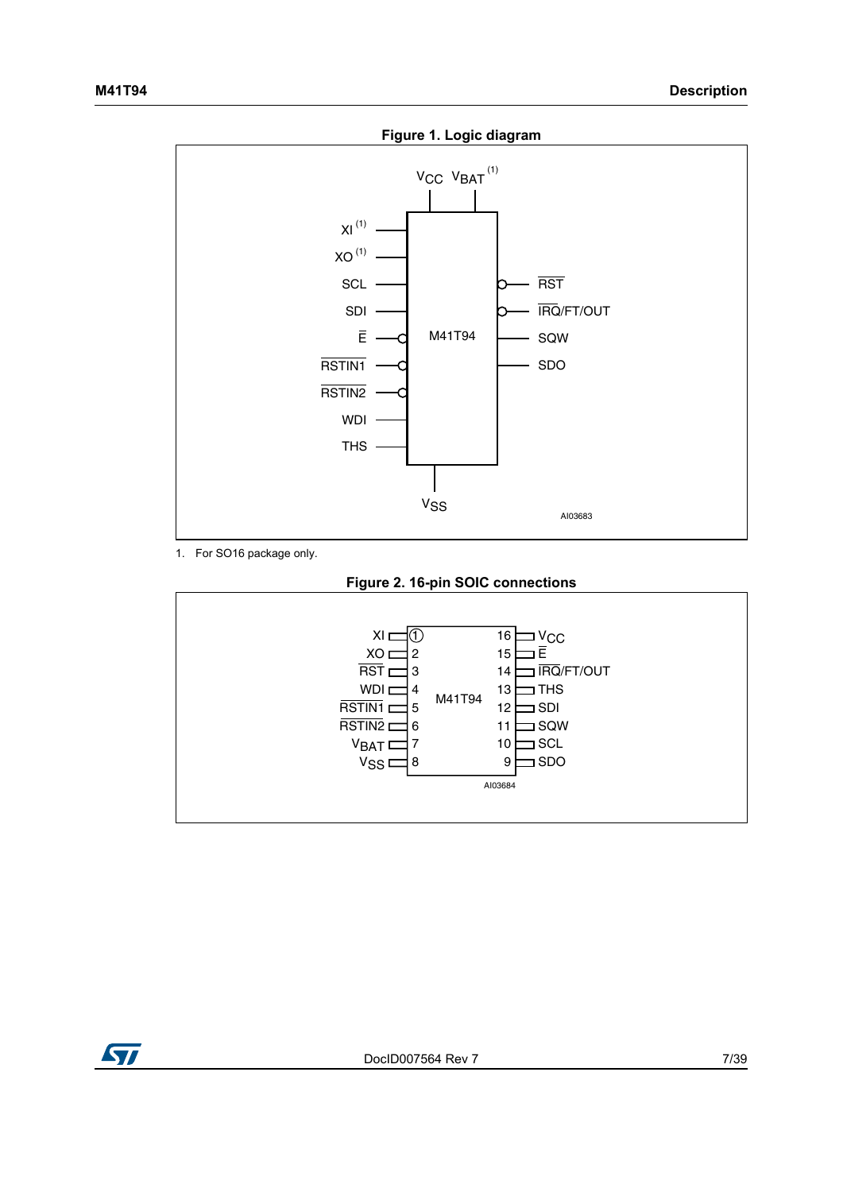**Figure 1. Logic diagram**

1. For SO16 package only.

**Figure 2. 16-pin SOIC connections**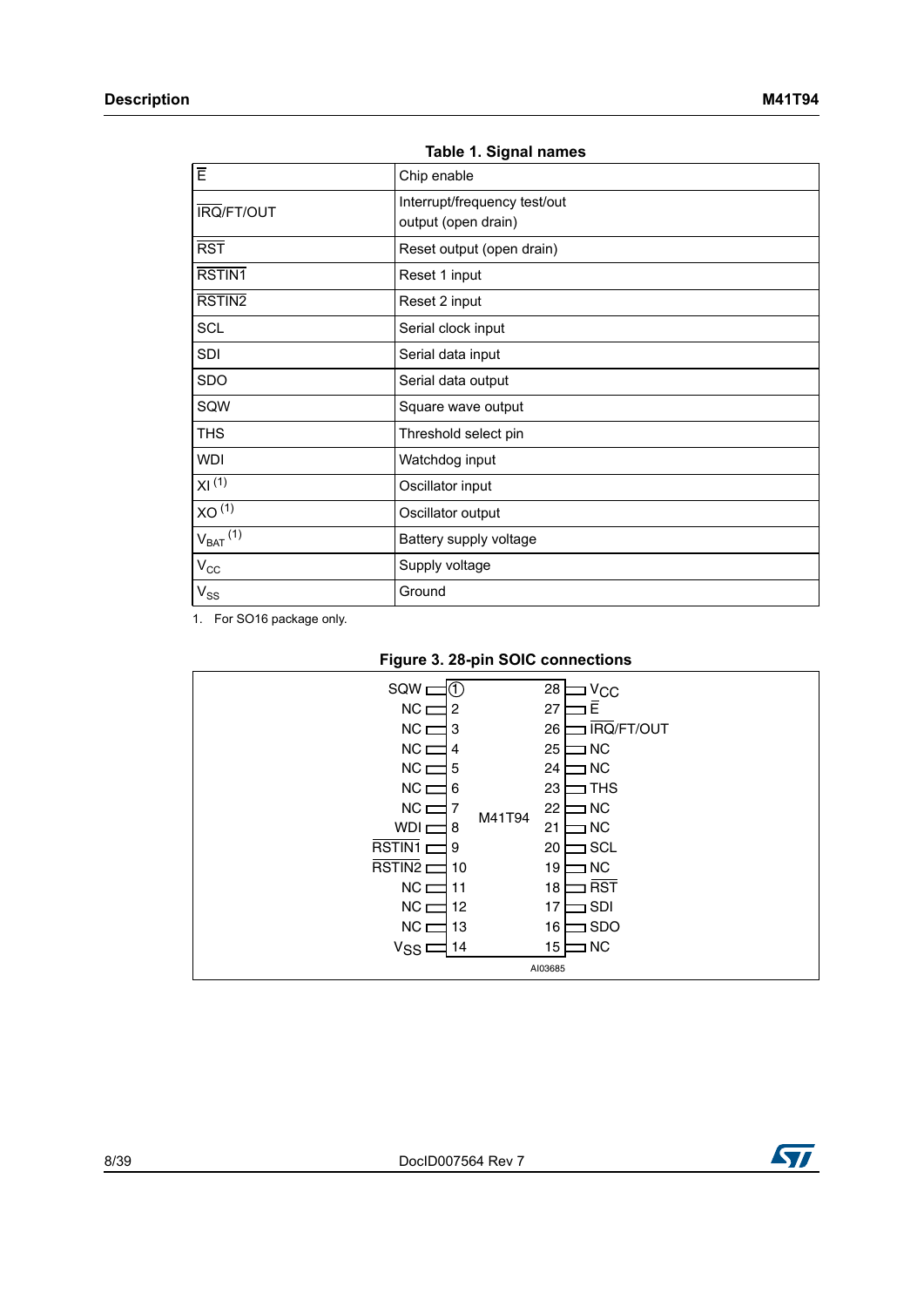**Table 1. Signal names**

| Signal | Description |
|---|---|
| $\overline{E}$ | Chip enable |
| $\overline{IRQ}$/FT/OUT | Interrupt/frequency test/out output (open drain) |
| $\overline{RST}$ | Reset output (open drain) |
| $\overline{RSTIN1}$ | Reset 1 input |
| $\overline{RSTIN2}$ | Reset 2 input |
| SCL | Serial clock input |
| SDI | Serial data input |
| SDO | Serial data output |
| SQW | Square wave output |
| THS | Threshold select pin |
| WDI | Watchdog input |
| XI [(1)] | Oscillator input |
| XO [(1)] | Oscillator output |
| $V_{BAT}$ [(1)] | Battery supply voltage |
| $V_{CC}$ | Supply voltage |
| $V_{SS}$ | Ground |

1. For SO16 package only.

**Figure 3. 28-pin SOIC connections**

| Signal | Pin | Pin | Signal |
|---|---|---|---|
| SQW | 1 | 28 | $V_{CC}$ |
| NC | 2 | 27 | $\overline{E}$ |
| NC | 3 | 26 | $\overline{IRQ}$/FT/OUT |
| NC | 4 | 25 | NC |
| NC | 5 | 24 | NC |
| NC | 6 | 23 | THS |
| NC | 7 | 22 | NC |
| WDI | 8 | 21 | NC |
| $\overline{RSTIN1}$ | 9 | 20 | SCL |
| $\overline{RSTIN2}$ | 10 | 19 | NC |
| NC | 11 | 18 | $\overline{RST}$ |
| NC | 12 | 17 | SDI |
| NC | 13 | 16 | SDO |
| $V_{SS}$ | 14 | 15 | NC |

M41T94

AI03685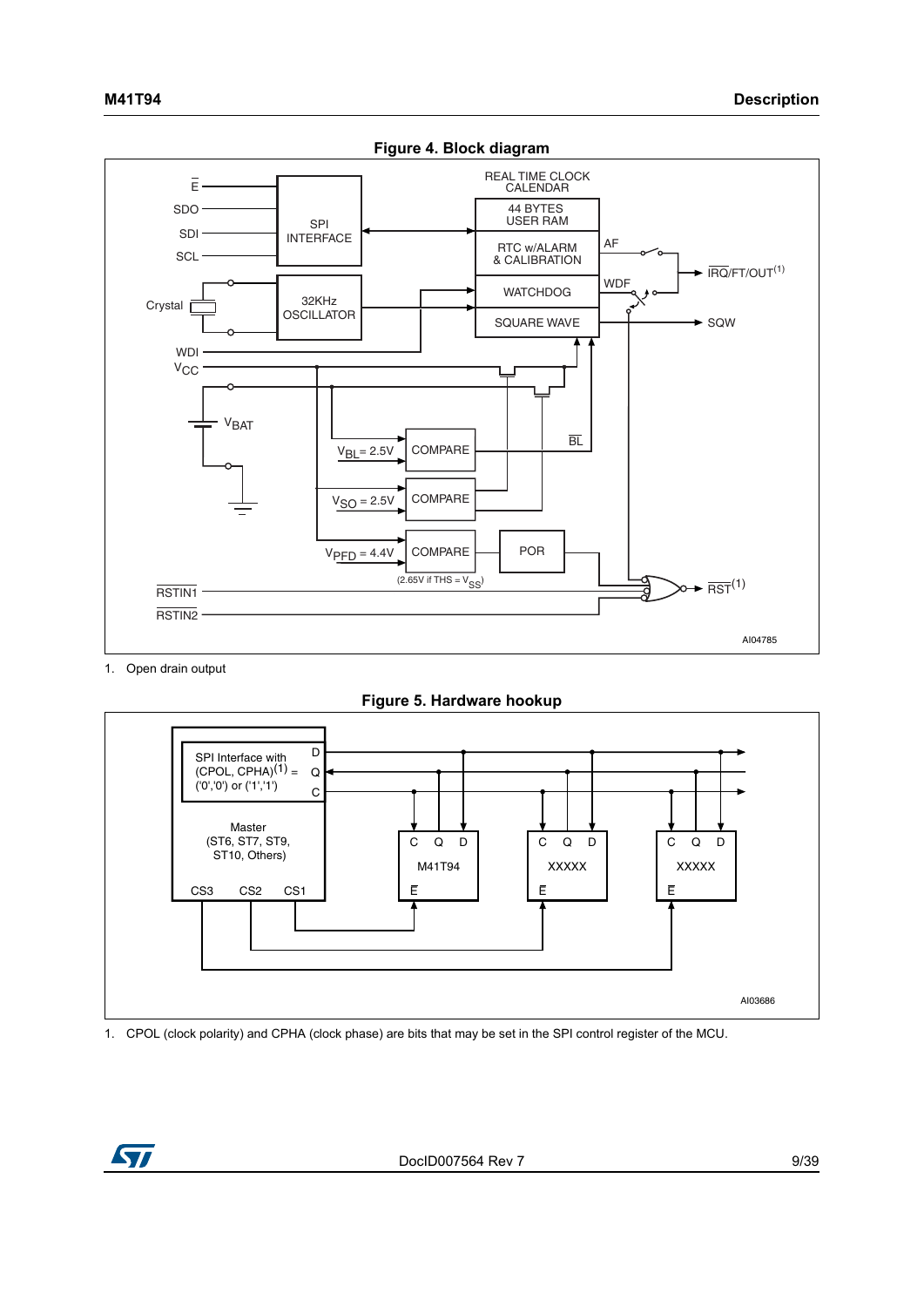**Figure 4. Block diagram**

1. Open drain output

**Figure 5. Hardware hookup**

1. CPOL (clock polarity) and CPHA (clock phase) are bits that may be set in the SPI control register of the MCU.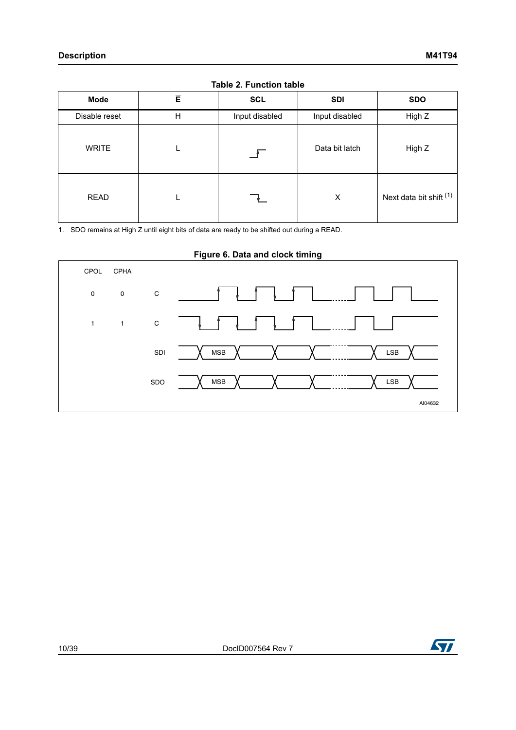**Table 2. Function table**

| Mode | $\overline{E}$ | SCL | SDI | SDO |
|---|---|---|---|---|
| Disable reset | H | Input disabled | Input disabled | High Z |
| WRITE | L | ↑ (rising edge) | Data bit latch | High Z |
| READ | L | ↓ (falling edge) | X | Next data bit shift [1] |

1. SDO remains at High Z until eight bits of data are ready to be shifted out during a READ.

**Figure 6. Data and clock timing**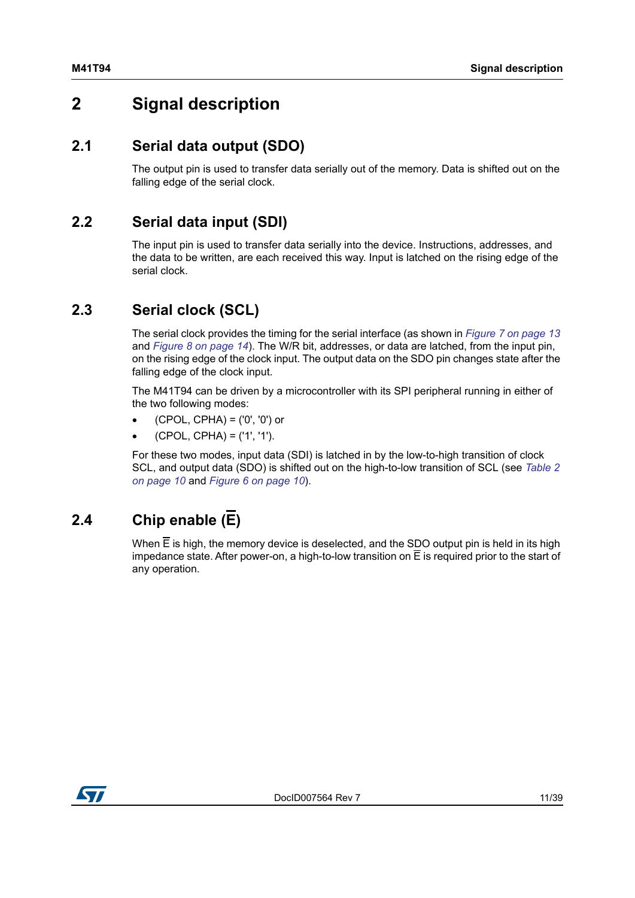# 2 Signal description

## 2.1 Serial data output (SDO)

The output pin is used to transfer data serially out of the memory. Data is shifted out on the falling edge of the serial clock.

## 2.2 Serial data input (SDI)

The input pin is used to transfer data serially into the device. Instructions, addresses, and the data to be written, are each received this way. Input is latched on the rising edge of the serial clock.

## 2.3 Serial clock (SCL)

The serial clock provides the timing for the serial interface (as shown in *Figure 7 on page 13* and *Figure 8 on page 14*). The W/R bit, addresses, or data are latched, from the input pin, on the rising edge of the clock input. The output data on the SDO pin changes state after the falling edge of the clock input.

The M41T94 can be driven by a microcontroller with its SPI peripheral running in either of the two following modes:

- (CPOL, CPHA) = ('0', '0') or
- (CPOL, CPHA) = ('1', '1').

For these two modes, input data (SDI) is latched in by the low-to-high transition of clock SCL, and output data (SDO) is shifted out on the high-to-low transition of SCL (see *Table 2 on page 10* and *Figure 6 on page 10*).

## 2.4 Chip enable ($\overline{E}$)

When $\overline{E}$ is high, the memory device is deselected, and the SDO output pin is held in its high impedance state. After power-on, a high-to-low transition on $\overline{E}$ is required prior to the start of any operation.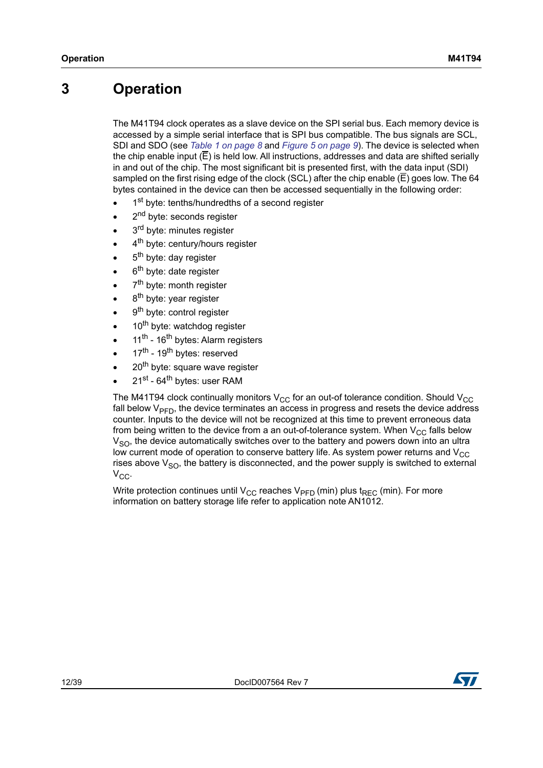# 3 Operation

The M41T94 clock operates as a slave device on the SPI serial bus. Each memory device is accessed by a simple serial interface that is SPI bus compatible. The bus signals are SCL, SDI and SDO (see *Table 1 on page 8* and *Figure 5 on page 9*). The device is selected when the chip enable input ($\overline{E}$) is held low. All instructions, addresses and data are shifted serially in and out of the chip. The most significant bit is presented first, with the data input (SDI) sampled on the first rising edge of the clock (SCL) after the chip enable ($\overline{E}$) goes low. The 64 bytes contained in the device can then be accessed sequentially in the following order:

- 1st byte: tenths/hundredths of a second register
- 2nd byte: seconds register
- 3rd byte: minutes register
- 4th byte: century/hours register
- 5th byte: day register
- 6th byte: date register
- 7th byte: month register
- 8th byte: year register
- 9th byte: control register
- 10th byte: watchdog register
- 11th - 16th bytes: Alarm registers
- 17th - 19th bytes: reserved
- 20th byte: square wave register
- 21st - 64th bytes: user RAM

The M41T94 clock continually monitors $V_{CC}$ for an out-of tolerance condition. Should $V_{CC}$ fall below $V_{PFD}$, the device terminates an access in progress and resets the device address counter. Inputs to the device will not be recognized at this time to prevent erroneous data from being written to the device from a an out-of-tolerance system. When $V_{CC}$ falls below $V_{SO}$, the device automatically switches over to the battery and powers down into an ultra low current mode of operation to conserve battery life. As system power returns and $V_{CC}$ rises above $V_{SO}$, the battery is disconnected, and the power supply is switched to external $V_{CC}$.

Write protection continues until $V_{CC}$ reaches $V_{PFD}$ (min) plus $t_{REC}$ (min). For more information on battery storage life refer to application note AN1012.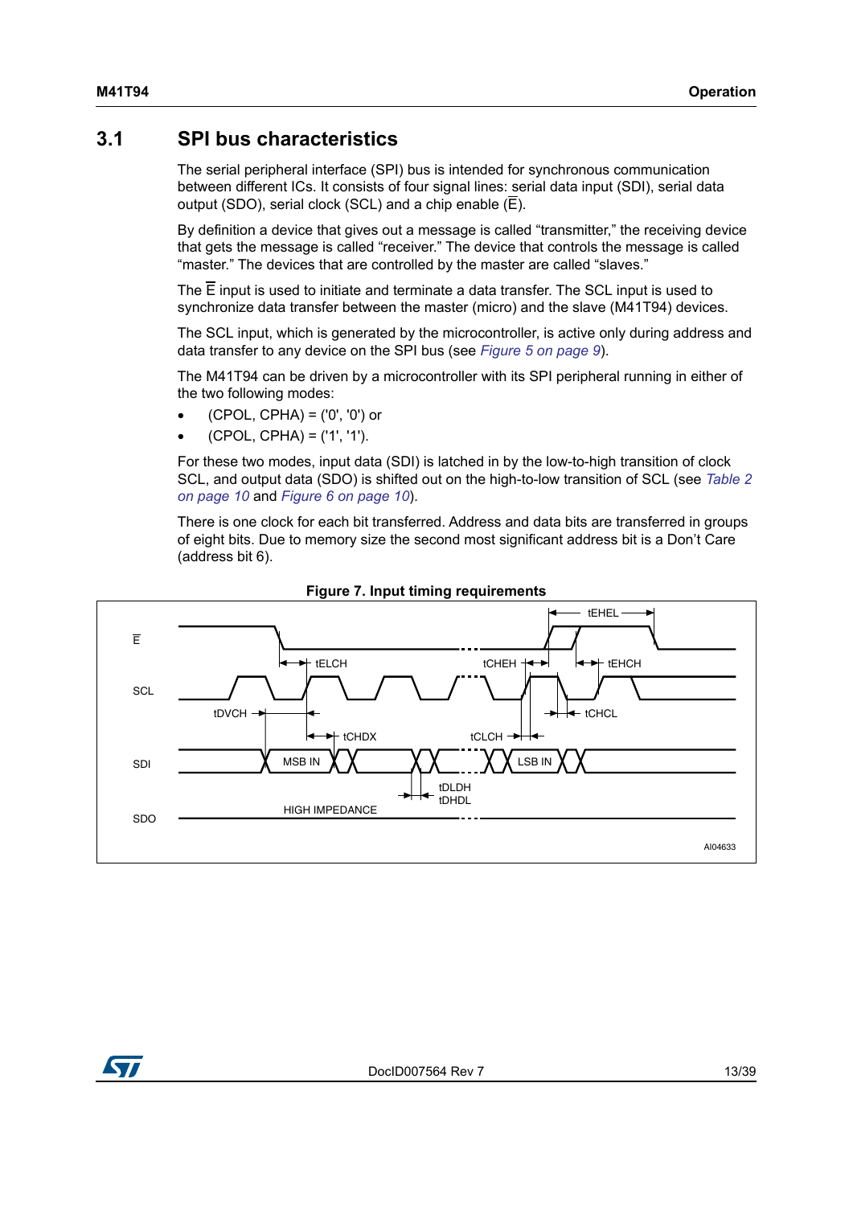## 3.1 SPI bus characteristics

The serial peripheral interface (SPI) bus is intended for synchronous communication between different ICs. It consists of four signal lines: serial data input (SDI), serial data output (SDO), serial clock (SCL) and a chip enable ($\overline{E}$).

By definition a device that gives out a message is called "transmitter," the receiving device that gets the message is called "receiver." The device that controls the message is called "master." The devices that are controlled by the master are called "slaves."

The $\overline{E}$ input is used to initiate and terminate a data transfer. The SCL input is used to synchronize data transfer between the master (micro) and the slave (M41T94) devices.

The SCL input, which is generated by the microcontroller, is active only during address and data transfer to any device on the SPI bus (see *Figure 5 on page 9*).

The M41T94 can be driven by a microcontroller with its SPI peripheral running in either of the two following modes:

- (CPOL, CPHA) = ('0', '0') or
- (CPOL, CPHA) = ('1', '1').

For these two modes, input data (SDI) is latched in by the low-to-high transition of clock SCL, and output data (SDO) is shifted out on the high-to-low transition of SCL (see *Table 2 on page 10* and *Figure 6 on page 10*).

There is one clock for each bit transferred. Address and data bits are transferred in groups of eight bits. Due to memory size the second most significant address bit is a Don't Care (address bit 6).

**Figure 7. Input timing requirements**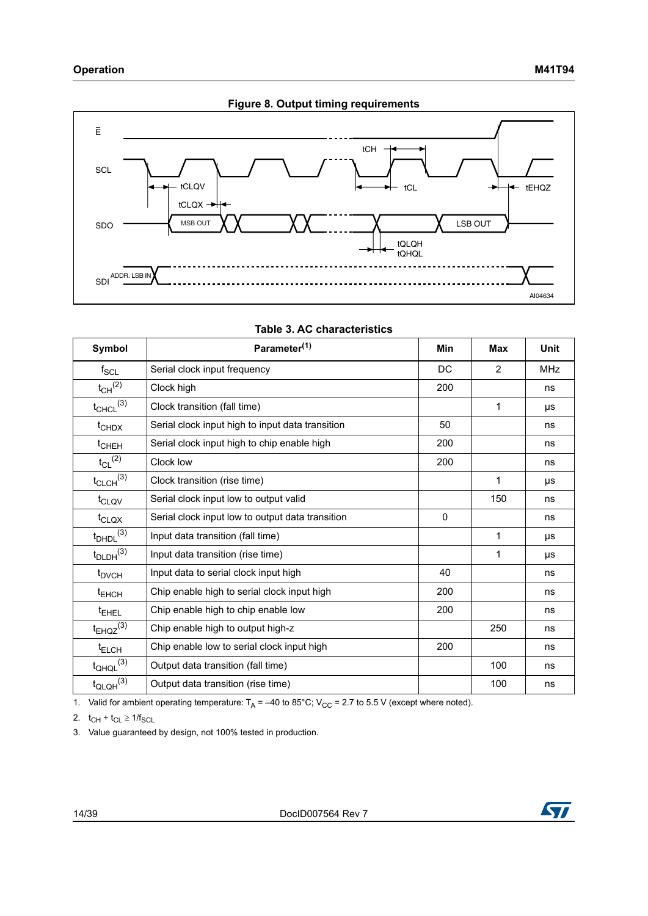**Figure 8. Output timing requirements**

**Table 3. AC characteristics**

| Symbol | Parameter[1] | Min | Max | Unit |
|---|---|---|---|---|
| $f_{SCL}$ | Serial clock input frequency | DC | 2 | MHz |
| $t_{CH}$[2] | Clock high | 200 | | ns |
| $t_{CHCL}$[3] | Clock transition (fall time) | | 1 | µs |
| $t_{CHDX}$ | Serial clock input high to input data transition | 50 | | ns |
| $t_{CHEH}$ | Serial clock input high to chip enable high | 200 | | ns |
| $t_{CL}$[2] | Clock low | 200 | | ns |
| $t_{CLCH}$[3] | Clock transition (rise time) | | 1 | µs |
| $t_{CLQV}$ | Serial clock input low to output valid | | 150 | ns |
| $t_{CLQX}$ | Serial clock input low to output data transition | 0 | | ns |
| $t_{DHDL}$[3] | Input data transition (fall time) | | 1 | µs |
| $t_{DLDH}$[3] | Input data transition (rise time) | | 1 | µs |
| $t_{DVCH}$ | Input data to serial clock input high | 40 | | ns |
| $t_{EHCH}$ | Chip enable high to serial clock input high | 200 | | ns |
| $t_{EHEL}$ | Chip enable high to chip enable low | 200 | | ns |
| $t_{EHQZ}$[3] | Chip enable high to output high-z | | 250 | ns |
| $t_{ELCH}$ | Chip enable low to serial clock input high | 200 | | ns |
| $t_{QHQL}$[3] | Output data transition (fall time) | | 100 | ns |
| $t_{QLQH}$[3] | Output data transition (rise time) | | 100 | ns |

1. Valid for ambient operating temperature: $T_A$ = –40 to 85°C; $V_{CC}$ = 2.7 to 5.5 V (except where noted).
2. $t_{CH} + t_{CL} \geq 1/f_{SCL}$
3. Value guaranteed by design, not 100% tested in production.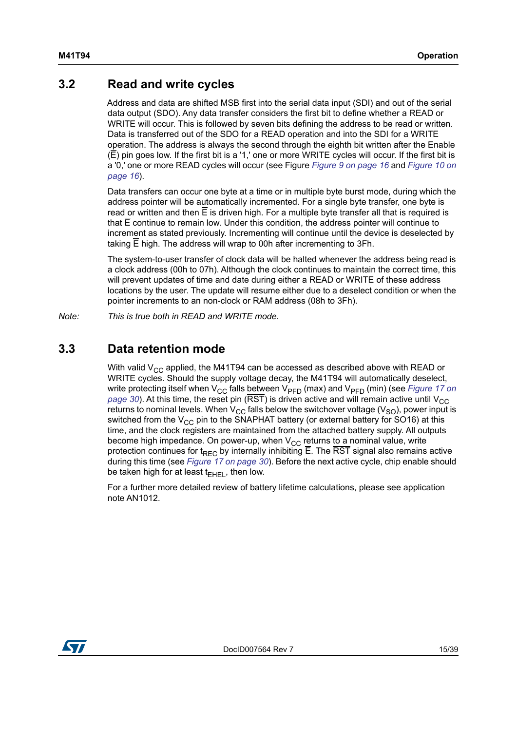## 3.2 Read and write cycles

Address and data are shifted MSB first into the serial data input (SDI) and out of the serial data output (SDO). Any data transfer considers the first bit to define whether a READ or WRITE will occur. This is followed by seven bits defining the address to be read or written. Data is transferred out of the SDO for a READ operation and into the SDI for a WRITE operation. The address is always the second through the eighth bit written after the Enable ($\overline{E}$) pin goes low. If the first bit is a '1,' one or more WRITE cycles will occur. If the first bit is a '0,' one or more READ cycles will occur (see Figure *Figure 9 on page 16* and *Figure 10 on page 16*).

Data transfers can occur one byte at a time or in multiple byte burst mode, during which the address pointer will be automatically incremented. For a single byte transfer, one byte is read or written and then $\overline{E}$ is driven high. For a multiple byte transfer all that is required is that $\overline{E}$ continue to remain low. Under this condition, the address pointer will continue to increment as stated previously. Incrementing will continue until the device is deselected by taking $\overline{E}$ high. The address will wrap to 00h after incrementing to 3Fh.

The system-to-user transfer of clock data will be halted whenever the address being read is a clock address (00h to 07h). Although the clock continues to maintain the correct time, this will prevent updates of time and date during either a READ or WRITE of these address locations by the user. The update will resume either due to a deselect condition or when the pointer increments to an non-clock or RAM address (08h to 3Fh).

*Note: This is true both in READ and WRITE mode.*

## 3.3 Data retention mode

With valid $V_{CC}$ applied, the M41T94 can be accessed as described above with READ or WRITE cycles. Should the supply voltage decay, the M41T94 will automatically deselect, write protecting itself when $V_{CC}$ falls between $V_{PFD}$ (max) and $V_{PFD}$ (min) (see *Figure 17 on page 30*). At this time, the reset pin ($\overline{RST}$) is driven active and will remain active until $V_{CC}$ returns to nominal levels. When $V_{CC}$ falls below the switchover voltage ($V_{SO}$), power input is switched from the $V_{CC}$ pin to the SNAPHAT battery (or external battery for SO16) at this time, and the clock registers are maintained from the attached battery supply. All outputs become high impedance. On power-up, when $V_{CC}$ returns to a nominal value, write protection continues for $t_{REC}$ by internally inhibiting $\overline{E}$. The $\overline{RST}$ signal also remains active during this time (see *Figure 17 on page 30*). Before the next active cycle, chip enable should be taken high for at least $t_{EHEL}$, then low.

For a further more detailed review of battery lifetime calculations, please see application note AN1012.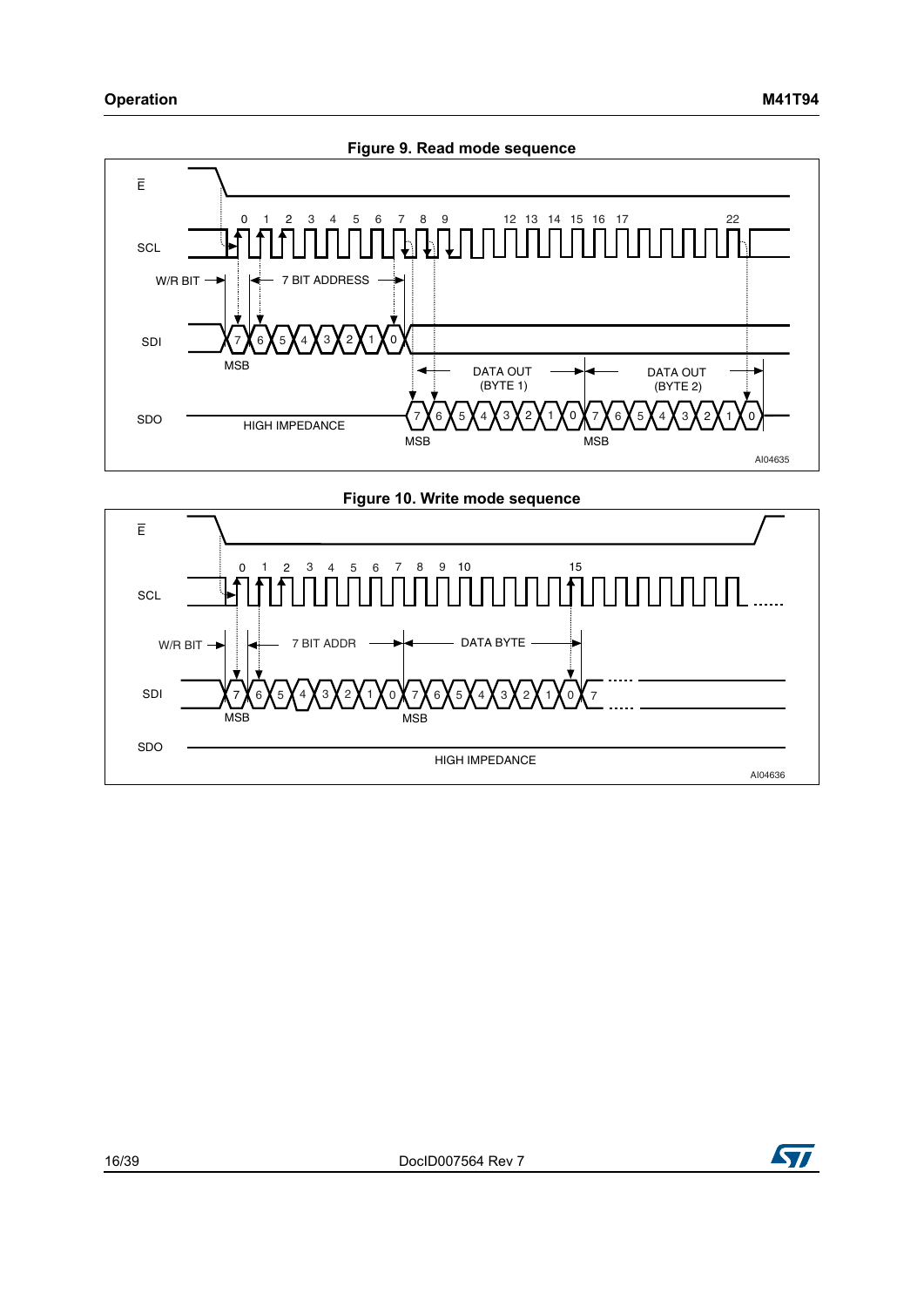**Figure 9. Read mode sequence**

**Figure 10. Write mode sequence**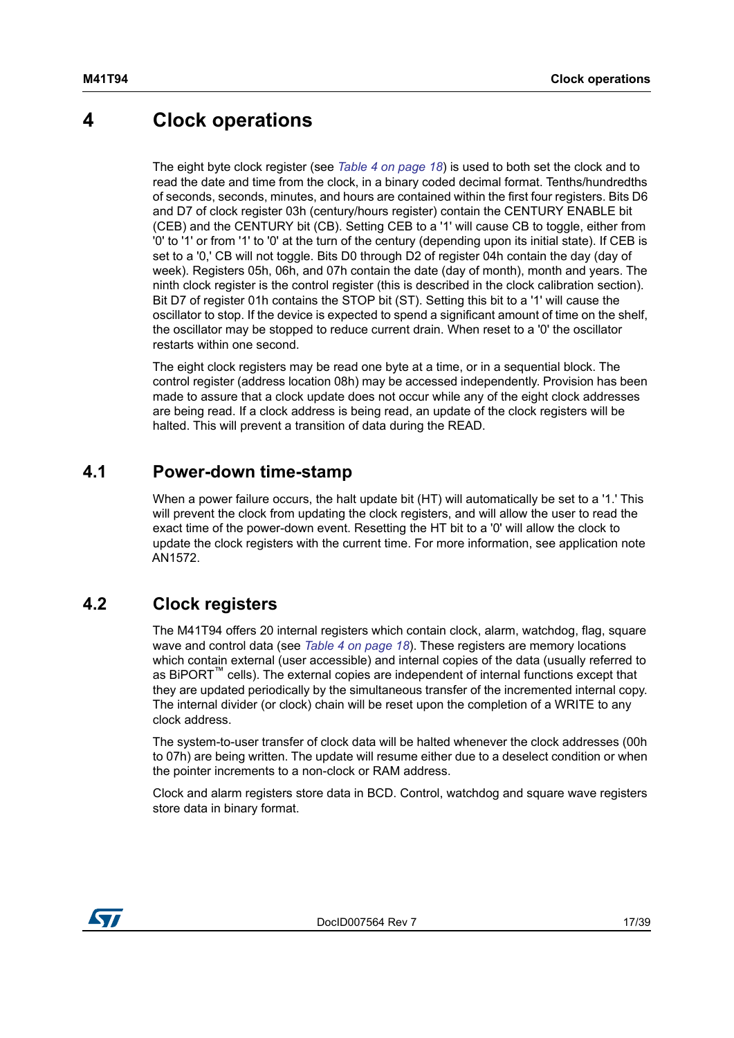# 4 Clock operations

The eight byte clock register (see *Table 4 on page 18*) is used to both set the clock and to read the date and time from the clock, in a binary coded decimal format. Tenths/hundredths of seconds, seconds, minutes, and hours are contained within the first four registers. Bits D6 and D7 of clock register 03h (century/hours register) contain the CENTURY ENABLE bit (CEB) and the CENTURY bit (CB). Setting CEB to a '1' will cause CB to toggle, either from '0' to '1' or from '1' to '0' at the turn of the century (depending upon its initial state). If CEB is set to a '0,' CB will not toggle. Bits D0 through D2 of register 04h contain the day (day of week). Registers 05h, 06h, and 07h contain the date (day of month), month and years. The ninth clock register is the control register (this is described in the clock calibration section). Bit D7 of register 01h contains the STOP bit (ST). Setting this bit to a '1' will cause the oscillator to stop. If the device is expected to spend a significant amount of time on the shelf, the oscillator may be stopped to reduce current drain. When reset to a '0' the oscillator restarts within one second.

The eight clock registers may be read one byte at a time, or in a sequential block. The control register (address location 08h) may be accessed independently. Provision has been made to assure that a clock update does not occur while any of the eight clock addresses are being read. If a clock address is being read, an update of the clock registers will be halted. This will prevent a transition of data during the READ.

## 4.1 Power-down time-stamp

When a power failure occurs, the halt update bit (HT) will automatically be set to a '1.' This will prevent the clock from updating the clock registers, and will allow the user to read the exact time of the power-down event. Resetting the HT bit to a '0' will allow the clock to update the clock registers with the current time. For more information, see application note AN1572.

## 4.2 Clock registers

The M41T94 offers 20 internal registers which contain clock, alarm, watchdog, flag, square wave and control data (see *Table 4 on page 18*). These registers are memory locations which contain external (user accessible) and internal copies of the data (usually referred to as BiPORT™ cells). The external copies are independent of internal functions except that they are updated periodically by the simultaneous transfer of the incremented internal copy. The internal divider (or clock) chain will be reset upon the completion of a WRITE to any clock address.

The system-to-user transfer of clock data will be halted whenever the clock addresses (00h to 07h) are being written. The update will resume either due to a deselect condition or when the pointer increments to a non-clock or RAM address.

Clock and alarm registers store data in BCD. Control, watchdog and square wave registers store data in binary format.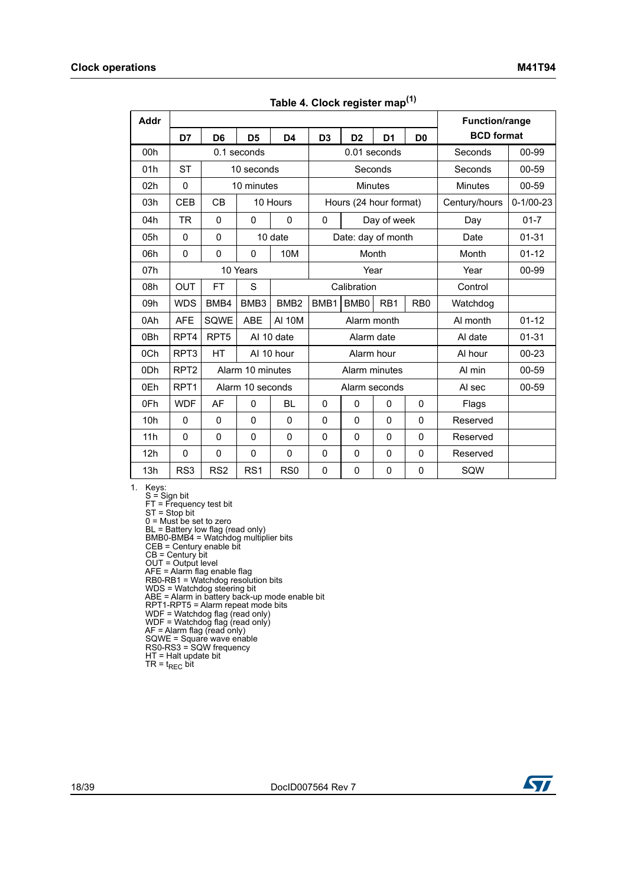Table 4. Clock register map[(1)]

| Addr | D7 | D6 | D5 | D4 | D3 | D2 | D1 | D0 | Function/range BCD format | |
|---|---|---|---|---|---|---|---|---|---|---|
| 00h | 0.1 seconds | | | | 0.01 seconds | | | | Seconds | 00-99 |
| 01h | ST | 10 seconds | | | Seconds | | | | Seconds | 00-59 |
| 02h | 0 | 10 minutes | | | Minutes | | | | Minutes | 00-59 |
| 03h | CEB | CB | 10 Hours | | Hours (24 hour format) | | | | Century/hours | 0-1/00-23 |
| 04h | TR | 0 | 0 | 0 | 0 | Day of week | | | Day | 01-7 |
| 05h | 0 | 0 | 10 date | | Date: day of month | | | | Date | 01-31 |
| 06h | 0 | 0 | 0 | 10M | Month | | | | Month | 01-12 |
| 07h | 10 Years | | | | Year | | | | Year | 00-99 |
| 08h | OUT | FT | S | Calibration | | | | | Control | |
| 09h | WDS | BMB4 | BMB3 | BMB2 | BMB1 | BMB0 | RB1 | RB0 | Watchdog | |
| 0Ah | AFE | SQWE | ABE | Al 10M | Alarm month | | | | Al month | 01-12 |
| 0Bh | RPT4 | RPT5 | Al 10 date | | Alarm date | | | | Al date | 01-31 |
| 0Ch | RPT3 | HT | Al 10 hour | | Alarm hour | | | | Al hour | 00-23 |
| 0Dh | RPT2 | Alarm 10 minutes | | | Alarm minutes | | | | Al min | 00-59 |
| 0Eh | RPT1 | Alarm 10 seconds | | | Alarm seconds | | | | Al sec | 00-59 |
| 0Fh | WDF | AF | 0 | BL | 0 | 0 | 0 | 0 | Flags | |
| 10h | 0 | 0 | 0 | 0 | 0 | 0 | 0 | 0 | Reserved | |
| 11h | 0 | 0 | 0 | 0 | 0 | 0 | 0 | 0 | Reserved | |
| 12h | 0 | 0 | 0 | 0 | 0 | 0 | 0 | 0 | Reserved | |
| 13h | RS3 | RS2 | RS1 | RS0 | 0 | 0 | 0 | 0 | SQW | |

1. Keys:
   S = Sign bit
   FT = Frequency test bit
   ST = Stop bit
   0 = Must be set to zero
   BL = Battery low flag (read only)
   BMB0-BMB4 = Watchdog multiplier bits
   CEB = Century enable bit
   CB = Century bit
   OUT = Output level
   AFE = Alarm flag enable flag
   RB0-RB1 = Watchdog resolution bits
   WDS = Watchdog steering bit
   ABE = Alarm in battery back-up mode enable bit
   RPT1-RPT5 = Alarm repeat mode bits
   WDF = Watchdog flag (read only)
   WDF = Watchdog flag (read only)
   AF = Alarm flag (read only)
   SQWE = Square wave enable
   RS0-RS3 = SQW frequency
   HT = Halt update bit
   TR = $t_{REC}$ bit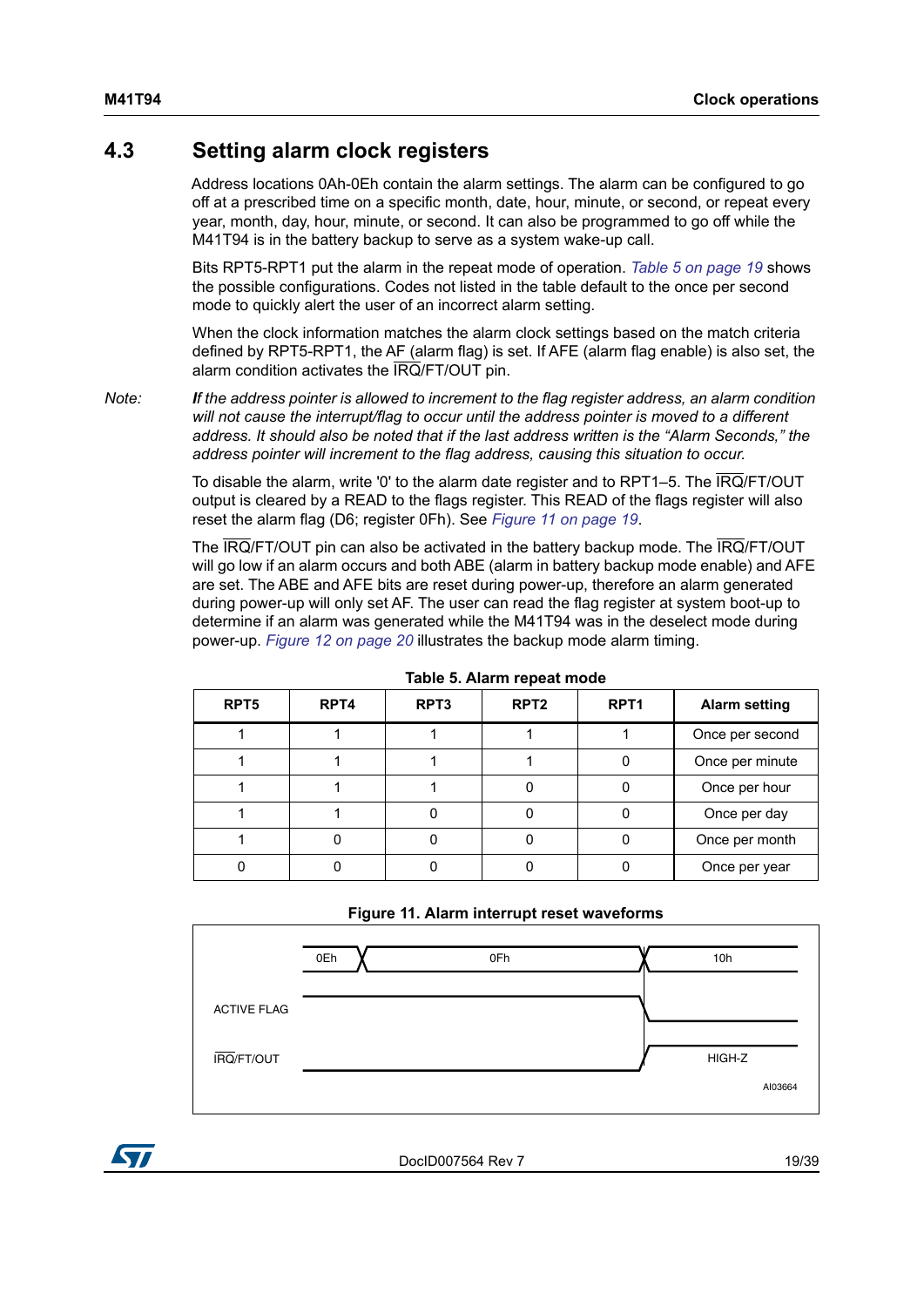## 4.3 Setting alarm clock registers

Address locations 0Ah-0Eh contain the alarm settings. The alarm can be configured to go off at a prescribed time on a specific month, date, hour, minute, or second, or repeat every year, month, day, hour, minute, or second. It can also be programmed to go off while the M41T94 is in the battery backup to serve as a system wake-up call.

Bits RPT5-RPT1 put the alarm in the repeat mode of operation. *Table 5 on page 19* shows the possible configurations. Codes not listed in the table default to the once per second mode to quickly alert the user of an incorrect alarm setting.

When the clock information matches the alarm clock settings based on the match criteria defined by RPT5-RPT1, the AF (alarm flag) is set. If AFE (alarm flag enable) is also set, the alarm condition activates the $\overline{\text{IRQ}}$/FT/OUT pin.

*Note: If the address pointer is allowed to increment to the flag register address, an alarm condition will not cause the interrupt/flag to occur until the address pointer is moved to a different address. It should also be noted that if the last address written is the "Alarm Seconds," the address pointer will increment to the flag address, causing this situation to occur.*

To disable the alarm, write '0' to the alarm date register and to RPT1–5. The $\overline{\text{IRQ}}$/FT/OUT output is cleared by a READ to the flags register. This READ of the flags register will also reset the alarm flag (D6; register 0Fh). See *Figure 11 on page 19*.

The $\overline{\text{IRQ}}$/FT/OUT pin can also be activated in the battery backup mode. The $\overline{\text{IRQ}}$/FT/OUT will go low if an alarm occurs and both ABE (alarm in battery backup mode enable) and AFE are set. The ABE and AFE bits are reset during power-up, therefore an alarm generated during power-up will only set AF. The user can read the flag register at system boot-up to determine if an alarm was generated while the M41T94 was in the deselect mode during power-up. *Figure 12 on page 20* illustrates the backup mode alarm timing.

**Table 5. Alarm repeat mode**

| RPT5 | RPT4 | RPT3 | RPT2 | RPT1 | Alarm setting |
|---|---|---|---|---|---|
| 1 | 1 | 1 | 1 | 1 | Once per second |
| 1 | 1 | 1 | 1 | 0 | Once per minute |
| 1 | 1 | 1 | 0 | 0 | Once per hour |
| 1 | 1 | 0 | 0 | 0 | Once per day |
| 1 | 0 | 0 | 0 | 0 | Once per month |
| 0 | 0 | 0 | 0 | 0 | Once per year |

**Figure 11. Alarm interrupt reset waveforms**

0Eh 0Fh 10h

ACTIVE FLAG

$\overline{\text{IRQ}}$/FT/OUT HIGH-Z

AI03664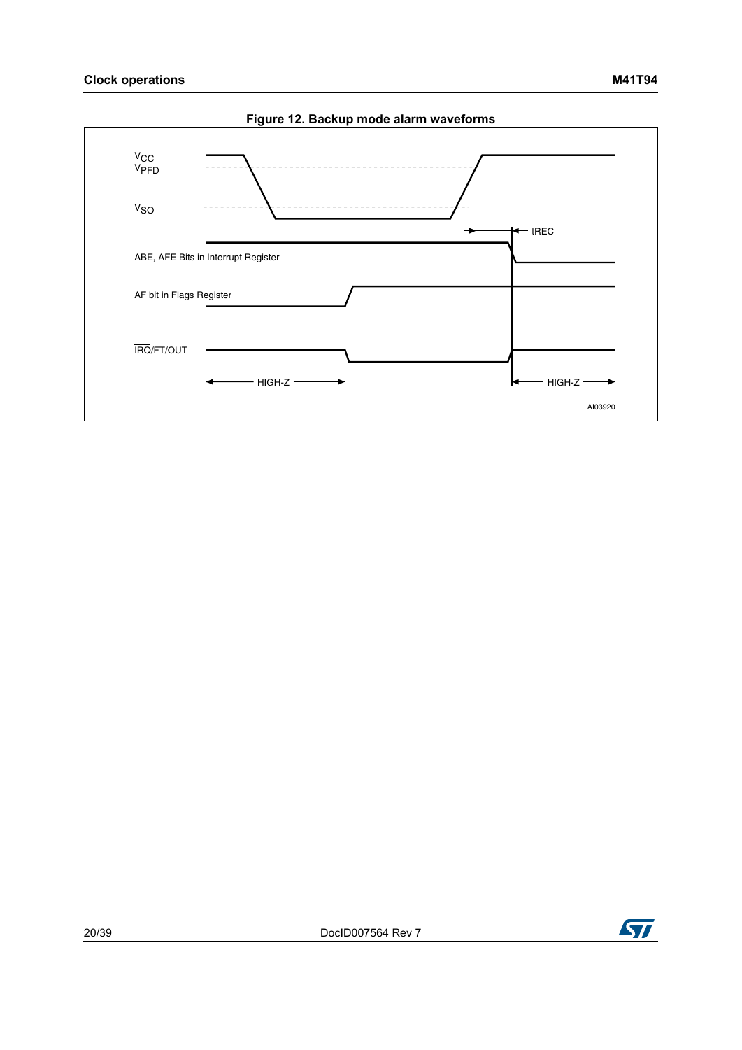**Figure 12. Backup mode alarm waveforms**

$V_{CC}$

$V_{PFD}$

$V_{SO}$

tREC

ABE, AFE Bits in Interrupt Register

AF bit in Flags Register

$\overline{IRQ}$/FT/OUT

HIGH-Z

HIGH-Z

AI03920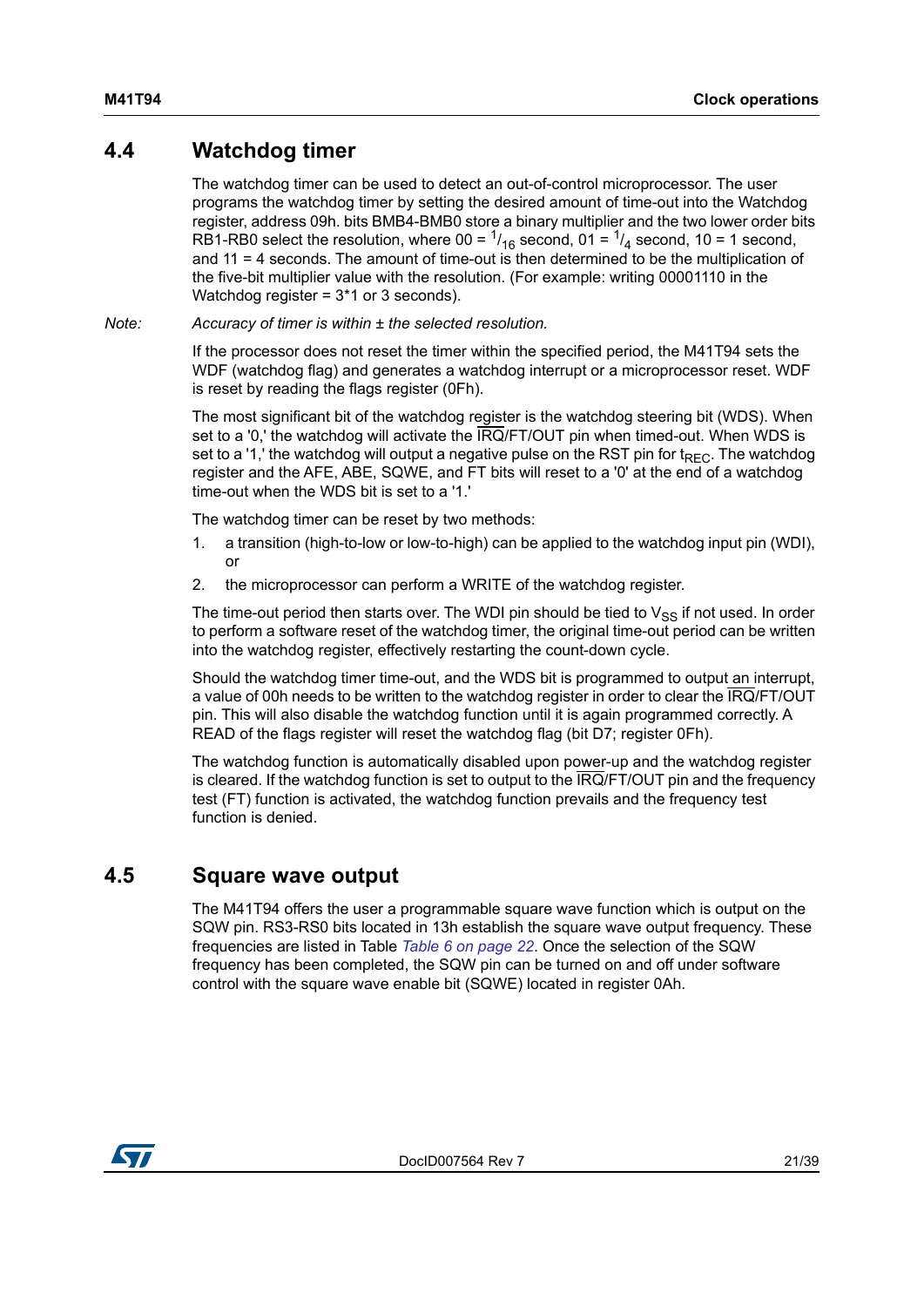## 4.4 Watchdog timer

The watchdog timer can be used to detect an out-of-control microprocessor. The user programs the watchdog timer by setting the desired amount of time-out into the Watchdog register, address 09h. bits BMB4-BMB0 store a binary multiplier and the two lower order bits RB1-RB0 select the resolution, where 00 = $^1/_{16}$ second, 01 = $^1/_4$ second, 10 = 1 second, and 11 = 4 seconds. The amount of time-out is then determined to be the multiplication of the five-bit multiplier value with the resolution. (For example: writing 00001110 in the Watchdog register = 3*1 or 3 seconds).

*Note: Accuracy of timer is within ± the selected resolution.*

If the processor does not reset the timer within the specified period, the M41T94 sets the WDF (watchdog flag) and generates a watchdog interrupt or a microprocessor reset. WDF is reset by reading the flags register (0Fh).

The most significant bit of the watchdog register is the watchdog steering bit (WDS). When set to a '0,' the watchdog will activate the $\overline{\text{IRQ}}$/FT/OUT pin when timed-out. When WDS is set to a '1,' the watchdog will output a negative pulse on the RST pin for $t_{REC}$. The watchdog register and the AFE, ABE, SQWE, and FT bits will reset to a '0' at the end of a watchdog time-out when the WDS bit is set to a '1.'

The watchdog timer can be reset by two methods:

1. a transition (high-to-low or low-to-high) can be applied to the watchdog input pin (WDI), or
2. the microprocessor can perform a WRITE of the watchdog register.

The time-out period then starts over. The WDI pin should be tied to $V_{SS}$ if not used. In order to perform a software reset of the watchdog timer, the original time-out period can be written into the watchdog register, effectively restarting the count-down cycle.

Should the watchdog timer time-out, and the WDS bit is programmed to output an interrupt, a value of 00h needs to be written to the watchdog register in order to clear the $\overline{\text{IRQ}}$/FT/OUT pin. This will also disable the watchdog function until it is again programmed correctly. A READ of the flags register will reset the watchdog flag (bit D7; register 0Fh).

The watchdog function is automatically disabled upon power-up and the watchdog register is cleared. If the watchdog function is set to output to the $\overline{\text{IRQ}}$/FT/OUT pin and the frequency test (FT) function is activated, the watchdog function prevails and the frequency test function is denied.

## 4.5 Square wave output

The M41T94 offers the user a programmable square wave function which is output on the SQW pin. RS3-RS0 bits located in 13h establish the square wave output frequency. These frequencies are listed in Table *Table 6 on page 22*. Once the selection of the SQW frequency has been completed, the SQW pin can be turned on and off under software control with the square wave enable bit (SQWE) located in register 0Ah.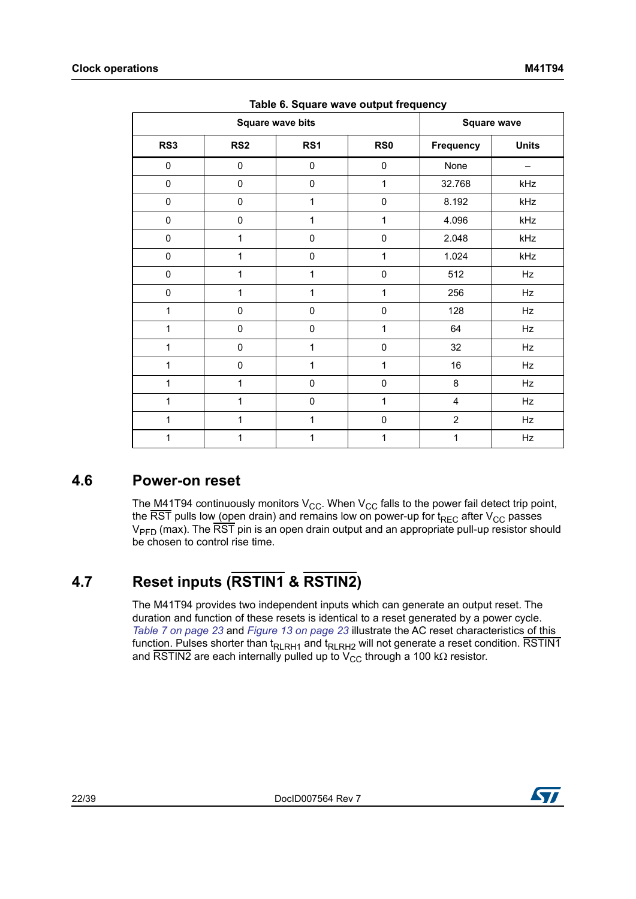**Table 6. Square wave output frequency**

| Square wave bits | | | | Square wave | |
|---|---|---|---|---|---|
| RS3 | RS2 | RS1 | RS0 | Frequency | Units |
| 0 | 0 | 0 | 0 | None | – |
| 0 | 0 | 0 | 1 | 32.768 | kHz |
| 0 | 0 | 1 | 0 | 8.192 | kHz |
| 0 | 0 | 1 | 1 | 4.096 | kHz |
| 0 | 1 | 0 | 0 | 2.048 | kHz |
| 0 | 1 | 0 | 1 | 1.024 | kHz |
| 0 | 1 | 1 | 0 | 512 | Hz |
| 0 | 1 | 1 | 1 | 256 | Hz |
| 1 | 0 | 0 | 0 | 128 | Hz |
| 1 | 0 | 0 | 1 | 64 | Hz |
| 1 | 0 | 1 | 0 | 32 | Hz |
| 1 | 0 | 1 | 1 | 16 | Hz |
| 1 | 1 | 0 | 0 | 8 | Hz |
| 1 | 1 | 0 | 1 | 4 | Hz |
| 1 | 1 | 1 | 0 | 2 | Hz |
| 1 | 1 | 1 | 1 | 1 | Hz |

## 4.6 Power-on reset

The M41T94 continuously monitors $V_{CC}$. When $V_{CC}$ falls to the power fail detect trip point, the $\overline{RST}$ pulls low (open drain) and remains low on power-up for $t_{REC}$ after $V_{CC}$ passes $V_{PFD}$ (max). The $\overline{RST}$ pin is an open drain output and an appropriate pull-up resistor should be chosen to control rise time.

## 4.7 Reset inputs ($\overline{RSTIN1}$ & $\overline{RSTIN2}$)

The M41T94 provides two independent inputs which can generate an output reset. The duration and function of these resets is identical to a reset generated by a power cycle. *Table 7 on page 23* and *Figure 13 on page 23* illustrate the AC reset characteristics of this function. Pulses shorter than $t_{RLRH1}$ and $t_{RLRH2}$ will not generate a reset condition. $\overline{RSTIN1}$ and $\overline{RSTIN2}$ are each internally pulled up to $V_{CC}$ through a 100 kΩ resistor.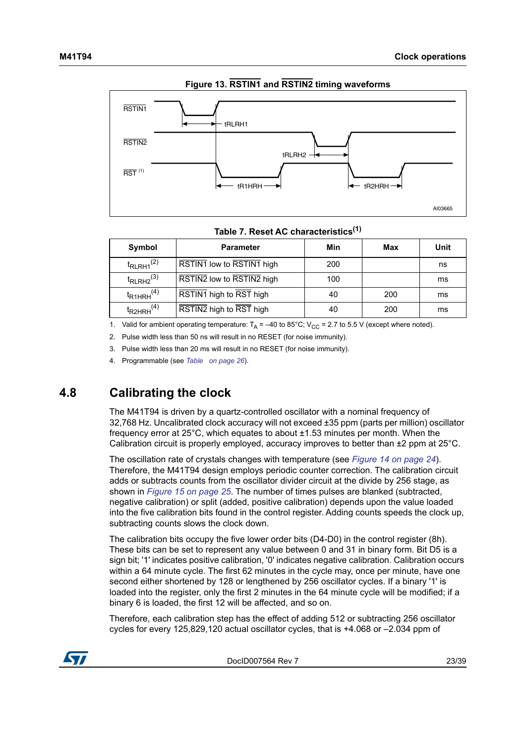**Figure 13. $\overline{RSTIN1}$ and $\overline{RSTIN2}$ timing waveforms**

**Table 7. Reset AC characteristics(1)**

| Symbol | Parameter | Min | Max | Unit |
|---|---|---|---|---|
| $t_{RLRH1}$ (2) | $\overline{RSTIN1}$ low to $\overline{RSTIN1}$ high | 200 | | ns |
| $t_{RLRH2}$ (3) | $\overline{RSTIN2}$ low to $\overline{RSTIN2}$ high | 100 | | ms |
| $t_{R1HRH}$ (4) | $\overline{RSTIN1}$ high to $\overline{RST}$ high | 40 | 200 | ms |
| $t_{R2HRH}$ (4) | $\overline{RSTIN2}$ high to $\overline{RST}$ high | 40 | 200 | ms |

1. Valid for ambient operating temperature: $T_A$ = –40 to 85°C; $V_{CC}$ = 2.7 to 5.5 V (except where noted).
2. Pulse width less than 50 ns will result in no RESET (for noise immunity).
3. Pulse width less than 20 ms will result in no RESET (for noise immunity).
4. Programmable (see *Table on page 26*).

## 4.8 Calibrating the clock

The M41T94 is driven by a quartz-controlled oscillator with a nominal frequency of 32,768 Hz. Uncalibrated clock accuracy will not exceed ±35 ppm (parts per million) oscillator frequency error at 25°C, which equates to about ±1.53 minutes per month. When the Calibration circuit is properly employed, accuracy improves to better than ±2 ppm at 25°C.

The oscillation rate of crystals changes with temperature (see *Figure 14 on page 24*). Therefore, the M41T94 design employs periodic counter correction. The calibration circuit adds or subtracts counts from the oscillator divider circuit at the divide by 256 stage, as shown in *Figure 15 on page 25*. The number of times pulses are blanked (subtracted, negative calibration) or split (added, positive calibration) depends upon the value loaded into the five calibration bits found in the control register. Adding counts speeds the clock up, subtracting counts slows the clock down.

The calibration bits occupy the five lower order bits (D4-D0) in the control register (8h). These bits can be set to represent any value between 0 and 31 in binary form. Bit D5 is a sign bit; '1' indicates positive calibration, '0' indicates negative calibration. Calibration occurs within a 64 minute cycle. The first 62 minutes in the cycle may, once per minute, have one second either shortened by 128 or lengthened by 256 oscillator cycles. If a binary '1' is loaded into the register, only the first 2 minutes in the 64 minute cycle will be modified; if a binary 6 is loaded, the first 12 will be affected, and so on.

Therefore, each calibration step has the effect of adding 512 or subtracting 256 oscillator cycles for every 125,829,120 actual oscillator cycles, that is +4.068 or –2.034 ppm of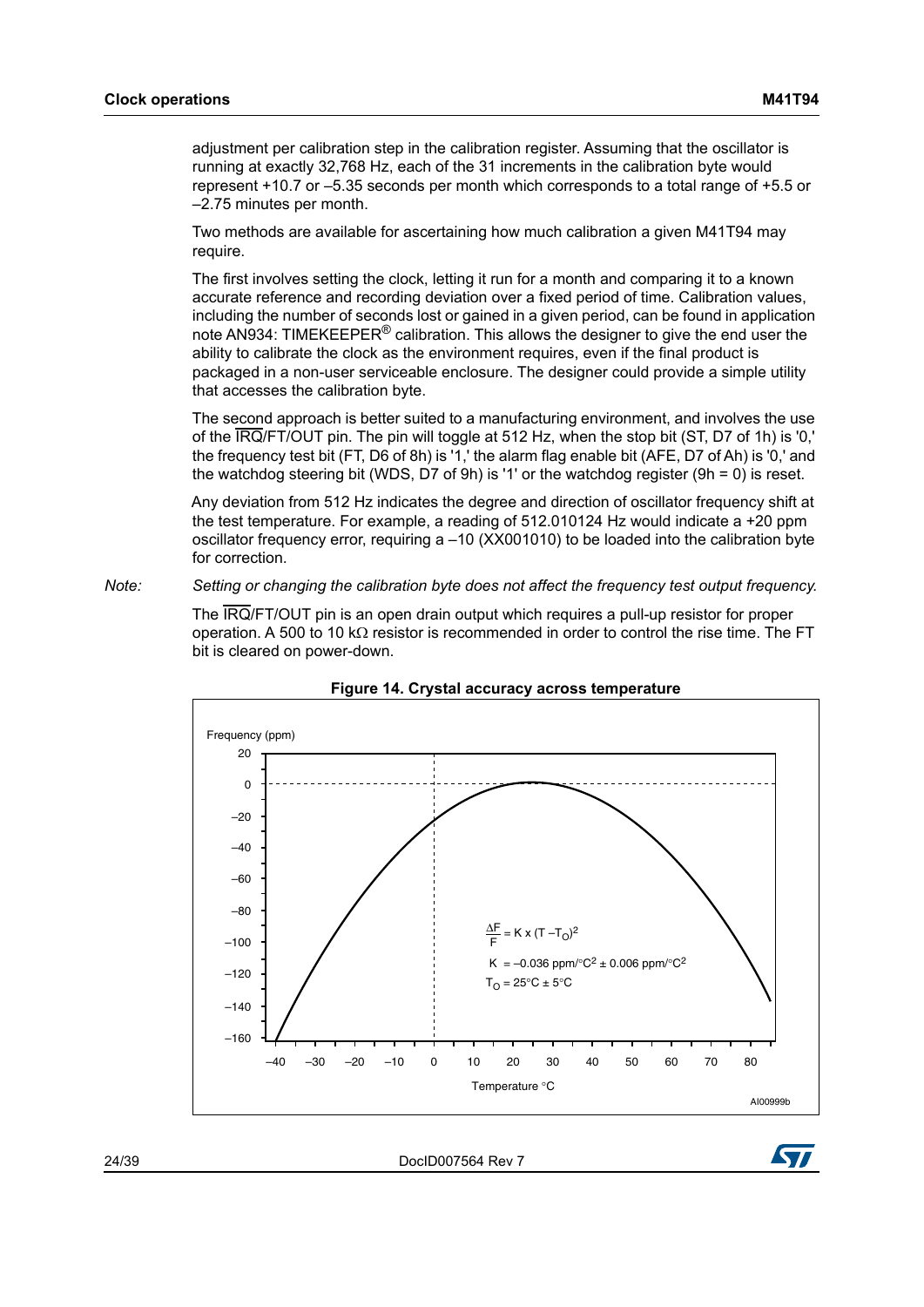adjustment per calibration step in the calibration register. Assuming that the oscillator is running at exactly 32,768 Hz, each of the 31 increments in the calibration byte would represent +10.7 or –5.35 seconds per month which corresponds to a total range of +5.5 or –2.75 minutes per month.

Two methods are available for ascertaining how much calibration a given M41T94 may require.

The first involves setting the clock, letting it run for a month and comparing it to a known accurate reference and recording deviation over a fixed period of time. Calibration values, including the number of seconds lost or gained in a given period, can be found in application note AN934: TIMEKEEPER® calibration. This allows the designer to give the end user the ability to calibrate the clock as the environment requires, even if the final product is packaged in a non-user serviceable enclosure. The designer could provide a simple utility that accesses the calibration byte.

The second approach is better suited to a manufacturing environment, and involves the use of the $\overline{\text{IRQ}}$/FT/OUT pin. The pin will toggle at 512 Hz, when the stop bit (ST, D7 of 1h) is '0,' the frequency test bit (FT, D6 of 8h) is '1,' the alarm flag enable bit (AFE, D7 of Ah) is '0,' and the watchdog steering bit (WDS, D7 of 9h) is '1' or the watchdog register (9h = 0) is reset.

Any deviation from 512 Hz indicates the degree and direction of oscillator frequency shift at the test temperature. For example, a reading of 512.010124 Hz would indicate a +20 ppm oscillator frequency error, requiring a –10 (XX001010) to be loaded into the calibration byte for correction.

*Note: Setting or changing the calibration byte does not affect the frequency test output frequency.*

The $\overline{\text{IRQ}}$/FT/OUT pin is an open drain output which requires a pull-up resistor for proper operation. A 500 to 10 kΩ resistor is recommended in order to control the rise time. The FT bit is cleared on power-down.

**Figure 14. Crystal accuracy across temperature**

$$\frac{\Delta F}{F} = K \times (T - T_O)^2$$

$K = -0.036\ \text{ppm}/°\text{C}^2 \pm 0.006\ \text{ppm}/°\text{C}^2$

$T_O = 25°\text{C} \pm 5°\text{C}$

AI00999b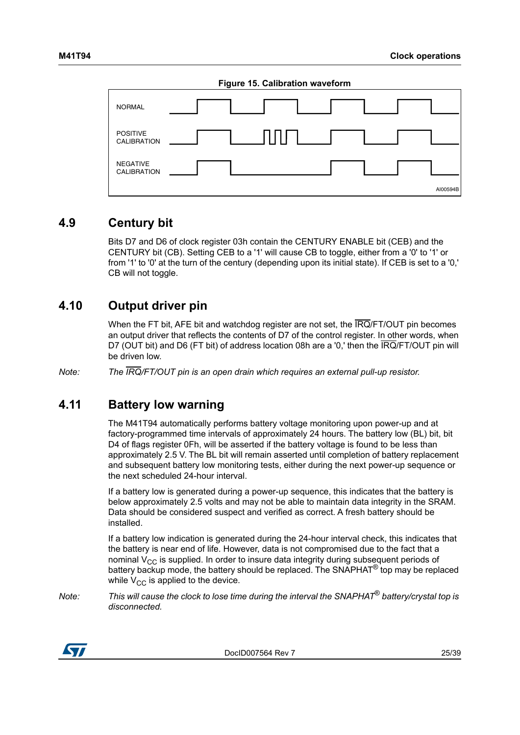**Figure 15. Calibration waveform**

NORMAL

POSITIVE CALIBRATION

NEGATIVE CALIBRATION

AI00594B

## 4.9 Century bit

Bits D7 and D6 of clock register 03h contain the CENTURY ENABLE bit (CEB) and the CENTURY bit (CB). Setting CEB to a '1' will cause CB to toggle, either from a '0' to '1' or from '1' to '0' at the turn of the century (depending upon its initial state). If CEB is set to a '0,' CB will not toggle.

## 4.10 Output driver pin

When the FT bit, AFE bit and watchdog register are not set, the $\overline{\text{IRQ}}$/FT/OUT pin becomes an output driver that reflects the contents of D7 of the control register. In other words, when D7 (OUT bit) and D6 (FT bit) of address location 08h are a '0,' then the $\overline{\text{IRQ}}$/FT/OUT pin will be driven low.

*Note: The $\overline{\text{IRQ}}$/FT/OUT pin is an open drain which requires an external pull-up resistor.*

## 4.11 Battery low warning

The M41T94 automatically performs battery voltage monitoring upon power-up and at factory-programmed time intervals of approximately 24 hours. The battery low (BL) bit, bit D4 of flags register 0Fh, will be asserted if the battery voltage is found to be less than approximately 2.5 V. The BL bit will remain asserted until completion of battery replacement and subsequent battery low monitoring tests, either during the next power-up sequence or the next scheduled 24-hour interval.

If a battery low is generated during a power-up sequence, this indicates that the battery is below approximately 2.5 volts and may not be able to maintain data integrity in the SRAM. Data should be considered suspect and verified as correct. A fresh battery should be installed.

If a battery low indication is generated during the 24-hour interval check, this indicates that the battery is near end of life. However, data is not compromised due to the fact that a nominal $V_{CC}$ is supplied. In order to insure data integrity during subsequent periods of battery backup mode, the battery should be replaced. The SNAPHAT® top may be replaced while $V_{CC}$ is applied to the device.

*Note: This will cause the clock to lose time during the interval the SNAPHAT® battery/crystal top is disconnected.*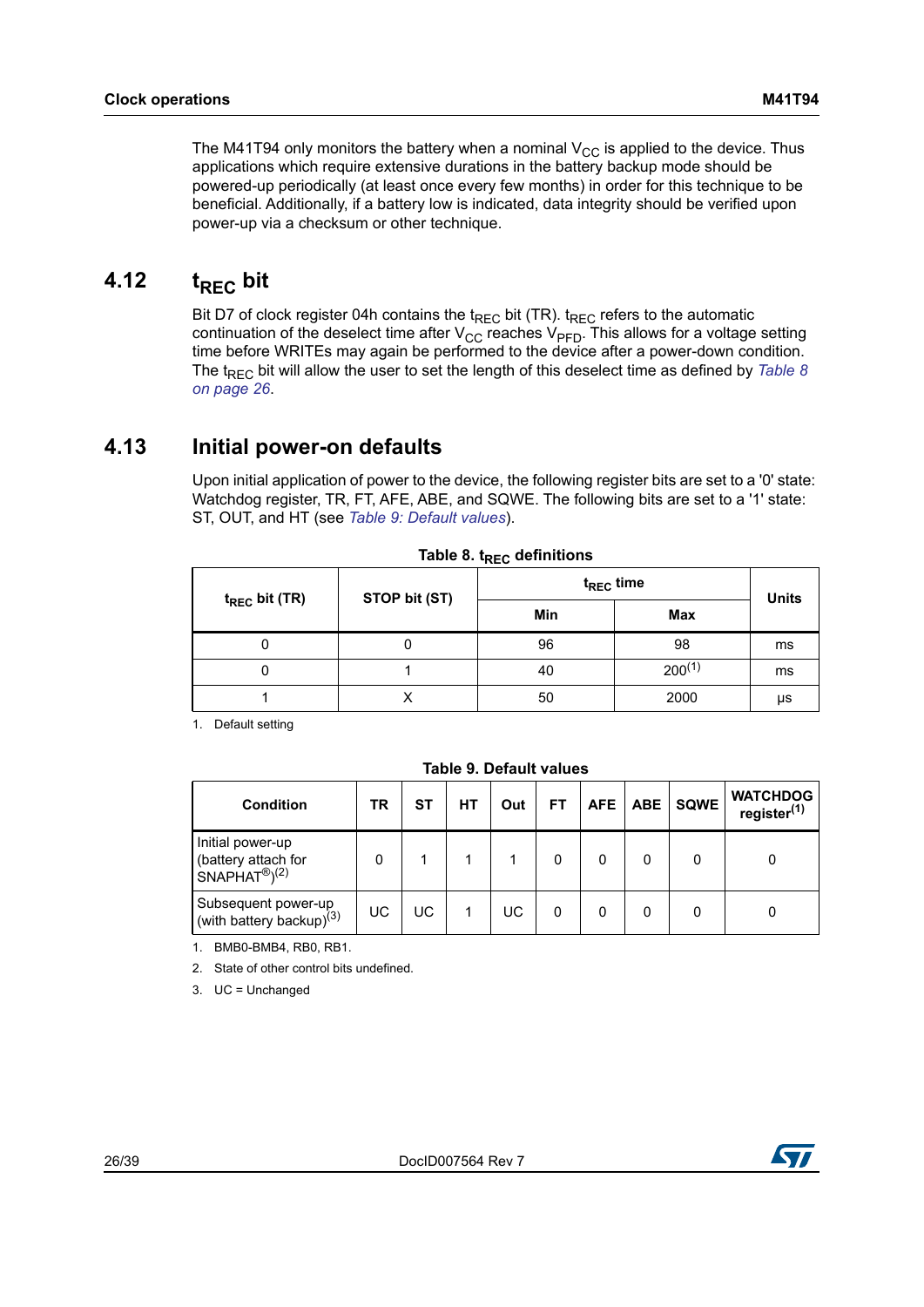The M41T94 only monitors the battery when a nominal $V_{CC}$ is applied to the device. Thus applications which require extensive durations in the battery backup mode should be powered-up periodically (at least once every few months) in order for this technique to be beneficial. Additionally, if a battery low is indicated, data integrity should be verified upon power-up via a checksum or other technique.

## 4.12 $t_{REC}$ bit

Bit D7 of clock register 04h contains the $t_{REC}$ bit (TR). $t_{REC}$ refers to the automatic continuation of the deselect time after $V_{CC}$ reaches $V_{PFD}$. This allows for a voltage setting time before WRITEs may again be performed to the device after a power-down condition. The $t_{REC}$ bit will allow the user to set the length of this deselect time as defined by *Table 8 on page 26*.

## 4.13 Initial power-on defaults

Upon initial application of power to the device, the following register bits are set to a '0' state: Watchdog register, TR, FT, AFE, ABE, and SQWE. The following bits are set to a '1' state: ST, OUT, and HT (see *Table 9: Default values*).

**Table 8. $t_{REC}$ definitions**

| $t_{REC}$ bit (TR) | STOP bit (ST) | $t_{REC}$ time | | Units |
|---|---|---|---|---|
| | | Min | Max | |
| 0 | 0 | 96 | 98 | ms |
| 0 | 1 | 40 | 200(1) | ms |
| 1 | X | 50 | 2000 | µs |

1. Default setting

**Table 9. Default values**

| Condition | TR | ST | HT | Out | FT | AFE | ABE | SQWE | WATCHDOG register(1) |
|---|---|---|---|---|---|---|---|---|---|
| Initial power-up (battery attach for SNAPHAT®)(2) | 0 | 1 | 1 | 1 | 0 | 0 | 0 | 0 | 0 |
| Subsequent power-up (with battery backup)(3) | UC | UC | 1 | UC | 0 | 0 | 0 | 0 | 0 |

1. BMB0-BMB4, RB0, RB1.
2. State of other control bits undefined.
3. UC = Unchanged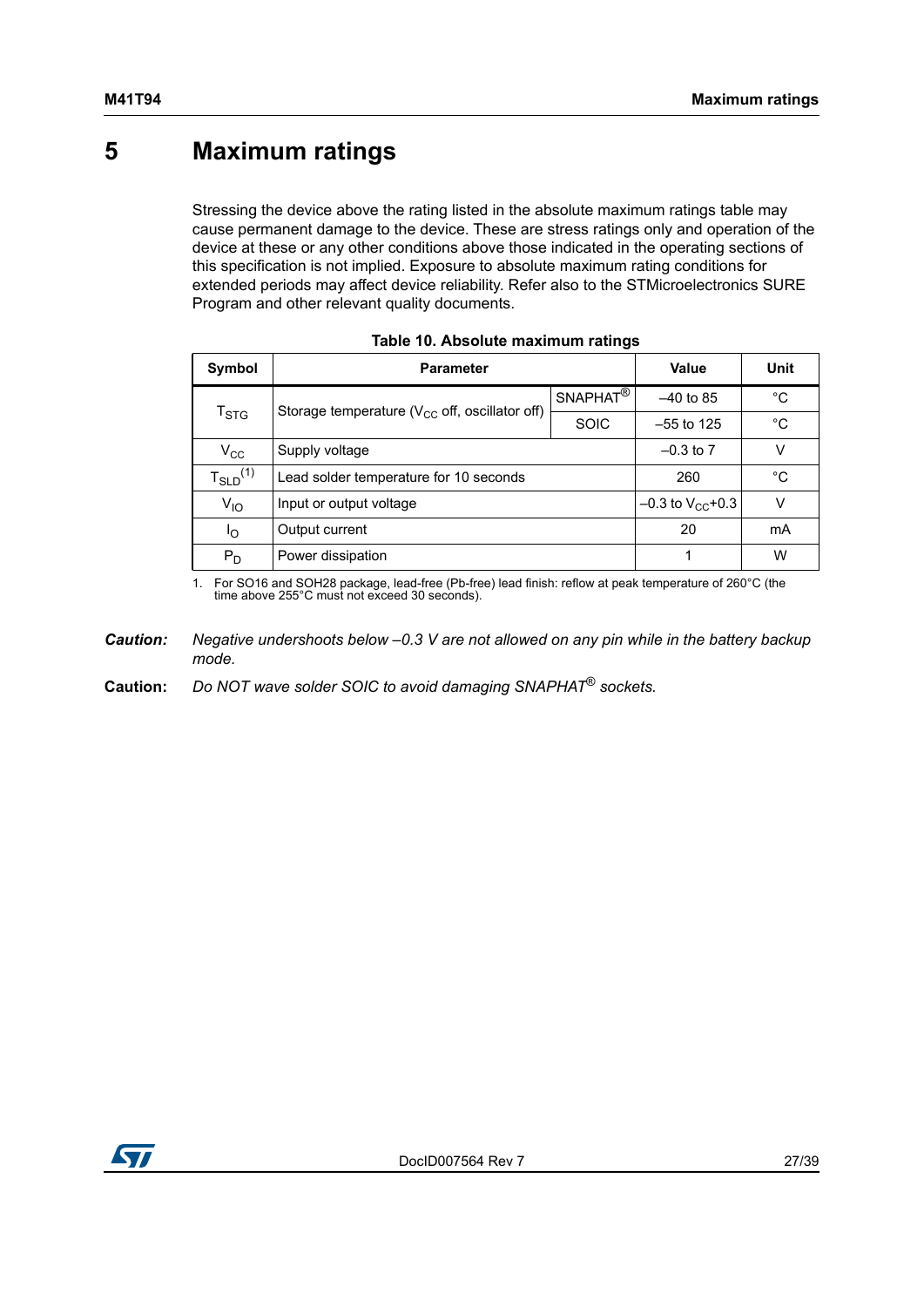# 5 Maximum ratings

Stressing the device above the rating listed in the absolute maximum ratings table may cause permanent damage to the device. These are stress ratings only and operation of the device at these or any other conditions above those indicated in the operating sections of this specification is not implied. Exposure to absolute maximum rating conditions for extended periods may affect device reliability. Refer also to the STMicroelectronics SURE Program and other relevant quality documents.

**Table 10. Absolute maximum ratings**

| Symbol | Parameter | | Value | Unit |
|---|---|---|---|---|
| $T_{STG}$ | Storage temperature ($V_{CC}$ off, oscillator off) | SNAPHAT® | –40 to 85 | °C |
| | | SOIC | –55 to 125 | °C |
| $V_{CC}$ | Supply voltage | | –0.3 to 7 | V |
| $T_{SLD}$[(1)] | Lead solder temperature for 10 seconds | | 260 | °C |
| $V_{IO}$ | Input or output voltage | | –0.3 to $V_{CC}$+0.3 | V |
| $I_O$ | Output current | | 20 | mA |
| $P_D$ | Power dissipation | | 1 | W |

1. For SO16 and SOH28 package, lead-free (Pb-free) lead finish: reflow at peak temperature of 260°C (the time above 255°C must not exceed 30 seconds).

***Caution:*** *Negative undershoots below –0.3 V are not allowed on any pin while in the battery backup mode.*

**Caution:** *Do NOT wave solder SOIC to avoid damaging SNAPHAT® sockets.*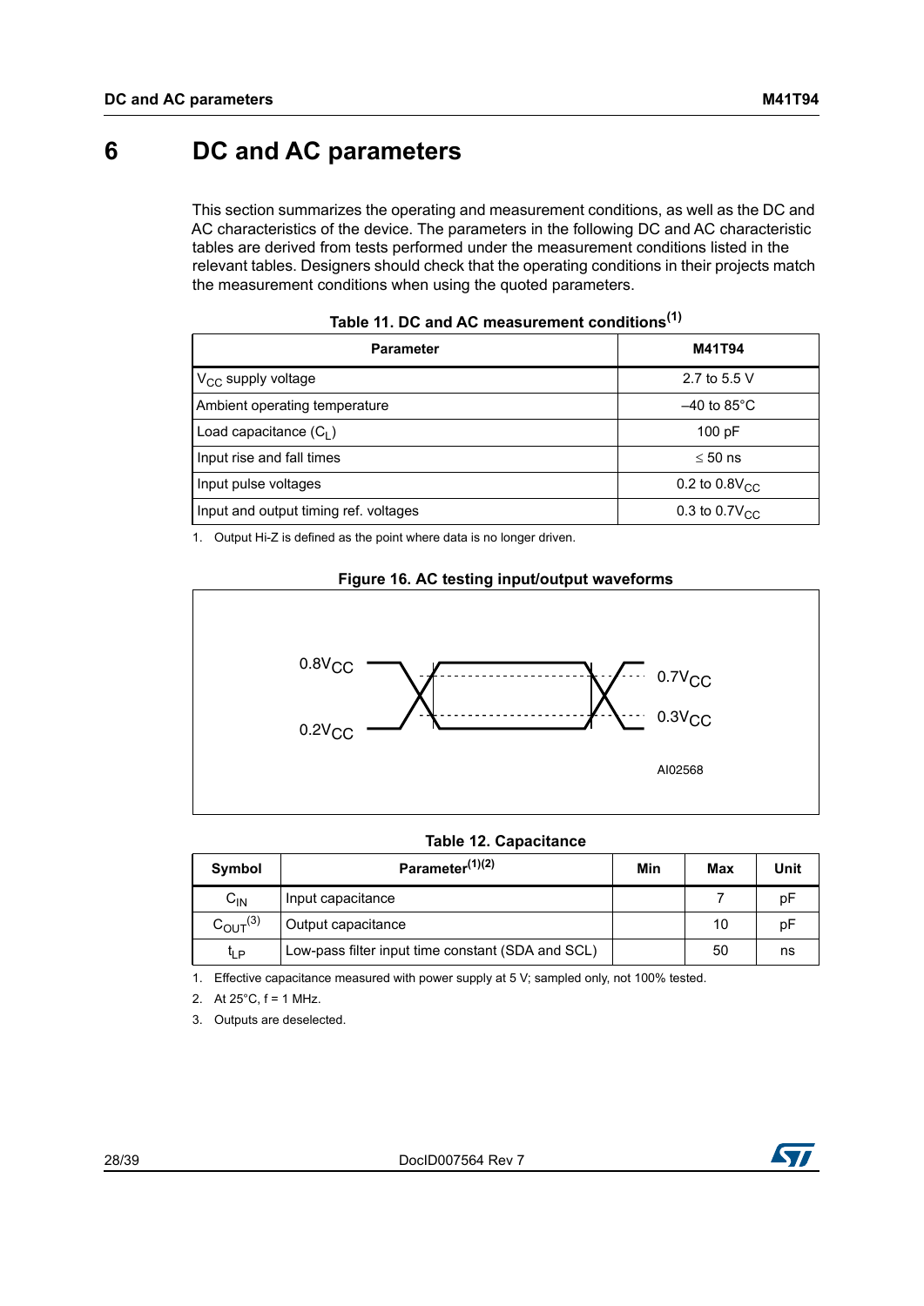# 6 DC and AC parameters

This section summarizes the operating and measurement conditions, as well as the DC and AC characteristics of the device. The parameters in the following DC and AC characteristic tables are derived from tests performed under the measurement conditions listed in the relevant tables. Designers should check that the operating conditions in their projects match the measurement conditions when using the quoted parameters.

**Table 11. DC and AC measurement conditions[1]**

| Parameter | M41T94 |
|---|---|
| $V_{CC}$ supply voltage | 2.7 to 5.5 V |
| Ambient operating temperature | –40 to 85°C |
| Load capacitance ($C_L$) | 100 pF |
| Input rise and fall times | ≤ 50 ns |
| Input pulse voltages | 0.2 to $0.8V_{CC}$ |
| Input and output timing ref. voltages | 0.3 to $0.7V_{CC}$ |

1. Output Hi-Z is defined as the point where data is no longer driven.

**Figure 16. AC testing input/output waveforms**

$0.8V_{CC}$ $0.7V_{CC}$ $0.2V_{CC}$ $0.3V_{CC}$ AI02568

**Table 12. Capacitance**

| Symbol | Parameter[1][2] | Min | Max | Unit |
|---|---|---|---|---|
| $C_{IN}$ | Input capacitance | | 7 | pF |
| $C_{OUT}$[3] | Output capacitance | | 10 | pF |
| $t_{LP}$ | Low-pass filter input time constant (SDA and SCL) | | 50 | ns |

1. Effective capacitance measured with power supply at 5 V; sampled only, not 100% tested.
2. At 25°C, f = 1 MHz.
3. Outputs are deselected.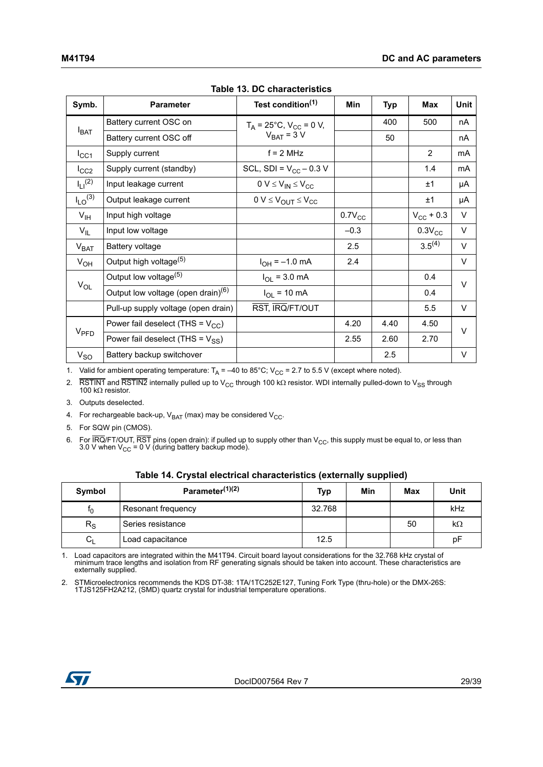**Table 13. DC characteristics**

| Symb. | Parameter | Test condition[1] | Min | Typ | Max | Unit |
|---|---|---|---|---|---|---|
| $I_{BAT}$ | Battery current OSC on | $T_A$ = 25°C, $V_{CC}$ = 0 V, $V_{BAT}$ = 3 V | | 400 | 500 | nA |
| | Battery current OSC off | | | 50 | | nA |
| $I_{CC1}$ | Supply current | f = 2 MHz | | | 2 | mA |
| $I_{CC2}$ | Supply current (standby) | SCL, SDI = $V_{CC}$ – 0.3 V | | | 1.4 | mA |
| $I_{LI}$[2] | Input leakage current | $0 V \leq V_{IN} \leq V_{CC}$ | | | ±1 | µA |
| $I_{LO}$[3] | Output leakage current | $0 V \leq V_{OUT} \leq V_{CC}$ | | | ±1 | µA |
| $V_{IH}$ | Input high voltage | | $0.7V_{CC}$ | | $V_{CC}$ + 0.3 | V |
| $V_{IL}$ | Input low voltage | | –0.3 | | $0.3V_{CC}$ | V |
| $V_{BAT}$ | Battery voltage | | 2.5 | | 3.5[4] | V |
| $V_{OH}$ | Output high voltage[5] | $I_{OH}$ = –1.0 mA | 2.4 | | | V |
| $V_{OL}$ | Output low voltage[5] | $I_{OL}$ = 3.0 mA | | | 0.4 | V |
| | Output low voltage (open drain)[6] | $I_{OL}$ = 10 mA | | | 0.4 | |
| | Pull-up supply voltage (open drain) | $\overline{RST}$, $\overline{IRQ}$/FT/OUT | | | 5.5 | V |
| $V_{PFD}$ | Power fail deselect (THS = $V_{CC}$) | | 4.20 | 4.40 | 4.50 | V |
| | Power fail deselect (THS = $V_{SS}$) | | 2.55 | 2.60 | 2.70 | |
| $V_{SO}$ | Battery backup switchover | | | 2.5 | | V |

1. Valid for ambient operating temperature: $T_A$ = –40 to 85°C; $V_{CC}$ = 2.7 to 5.5 V (except where noted).
2. $\overline{RSTIN1}$ and $\overline{RSTIN2}$ internally pulled up to $V_{CC}$ through 100 kΩ resistor. WDI internally pulled-down to $V_{SS}$ through 100 kΩ resistor.
3. Outputs deselected.
4. For rechargeable back-up, $V_{BAT}$ (max) may be considered $V_{CC}$.
5. For SQW pin (CMOS).
6. For $\overline{IRQ}$/FT/OUT, $\overline{RST}$ pins (open drain): if pulled up to supply other than $V_{CC}$, this supply must be equal to, or less than 3.0 V when $V_{CC}$ = 0 V (during battery backup mode).

**Table 14. Crystal electrical characteristics (externally supplied)**

| Symbol | Parameter[1][2] | Typ | Min | Max | Unit |
|---|---|---|---|---|---|
| $f_0$ | Resonant frequency | 32.768 | | | kHz |
| $R_S$ | Series resistance | | | 50 | kΩ |
| $C_L$ | Load capacitance | 12.5 | | | pF |

1. Load capacitors are integrated within the M41T94. Circuit board layout considerations for the 32.768 kHz crystal of minimum trace lengths and isolation from RF generating signals should be taken into account. These characteristics are externally supplied.
2. STMicroelectronics recommends the KDS DT-38: 1TA/1TC252E127, Tuning Fork Type (thru-hole) or the DMX-26S: 1TJS125FH2A212, (SMD) quartz crystal for industrial temperature operations.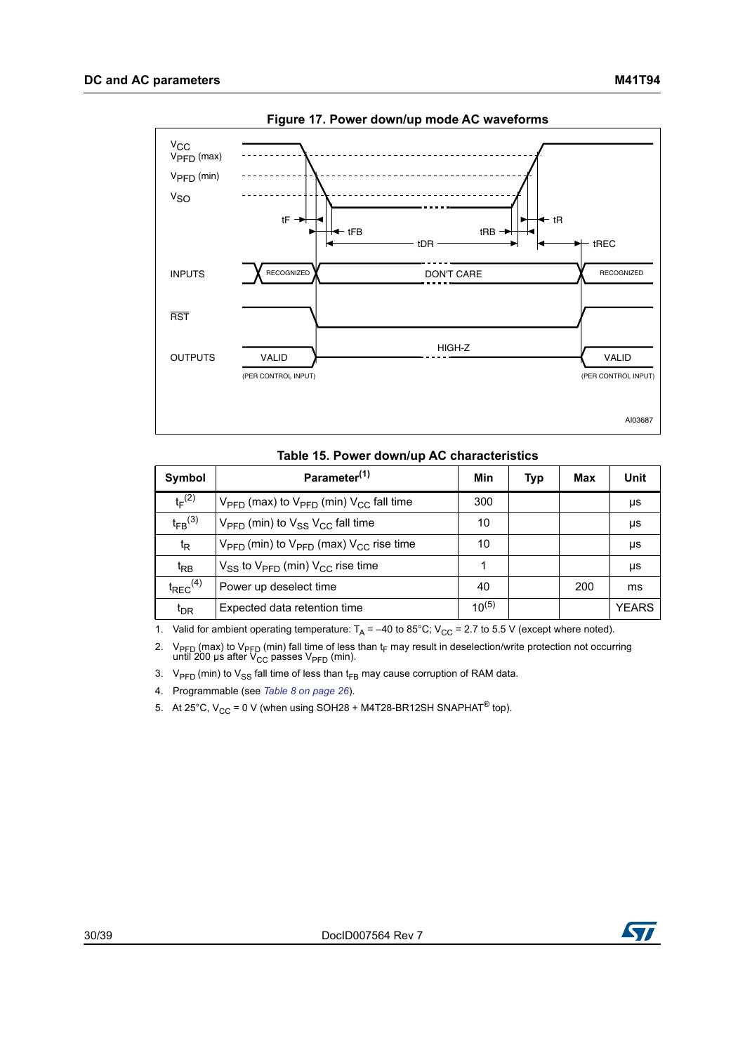**Figure 17. Power down/up mode AC waveforms**

**Table 15. Power down/up AC characteristics**

| Symbol | Parameter[1] | Min | Typ | Max | Unit |
|---|---|---|---|---|---|
| $t_F$[2] | $V_{PFD}$ (max) to $V_{PFD}$ (min) $V_{CC}$ fall time | 300 | | | µs |
| $t_{FB}$[3] | $V_{PFD}$ (min) to $V_{SS}$ $V_{CC}$ fall time | 10 | | | µs |
| $t_R$ | $V_{PFD}$ (min) to $V_{PFD}$ (max) $V_{CC}$ rise time | 10 | | | µs |
| $t_{RB}$ | $V_{SS}$ to $V_{PFD}$ (min) $V_{CC}$ rise time | 1 | | | µs |
| $t_{REC}$[4] | Power up deselect time | 40 | | 200 | ms |
| $t_{DR}$ | Expected data retention time | 10[5] | | | YEARS |

1. Valid for ambient operating temperature: $T_A$ = –40 to 85°C; $V_{CC}$ = 2.7 to 5.5 V (except where noted).
2. $V_{PFD}$ (max) to $V_{PFD}$ (min) fall time of less than $t_F$ may result in deselection/write protection not occurring until 200 µs after $V_{CC}$ passes $V_{PFD}$ (min).
3. $V_{PFD}$ (min) to $V_{SS}$ fall time of less than $t_{FB}$ may cause corruption of RAM data.
4. Programmable (see *Table 8 on page 26*).
5. At 25°C, $V_{CC}$ = 0 V (when using SOH28 + M4T28-BR12SH SNAPHAT® top).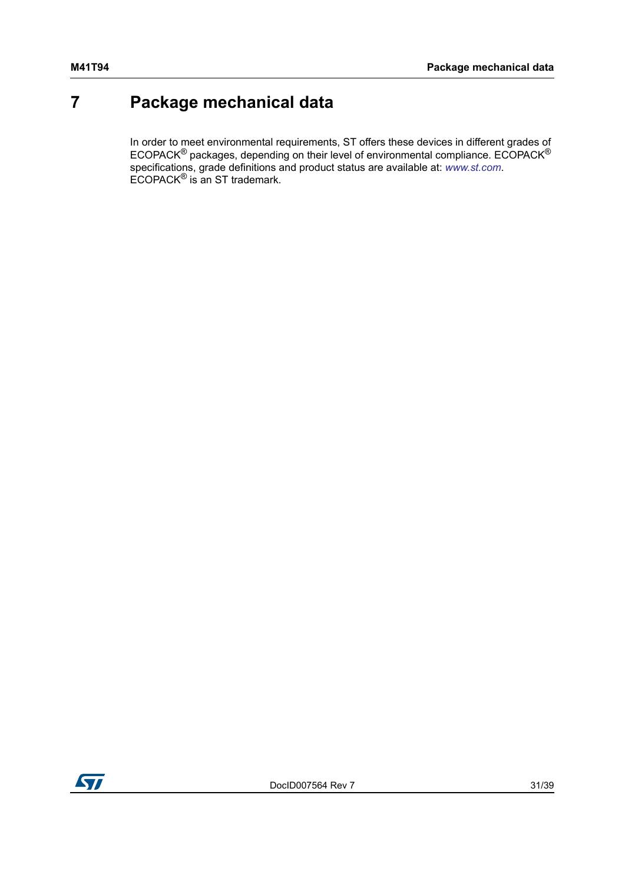# 7 Package mechanical data

In order to meet environmental requirements, ST offers these devices in different grades of ECOPACK® packages, depending on their level of environmental compliance. ECOPACK® specifications, grade definitions and product status are available at: *www.st.com*. ECOPACK® is an ST trademark.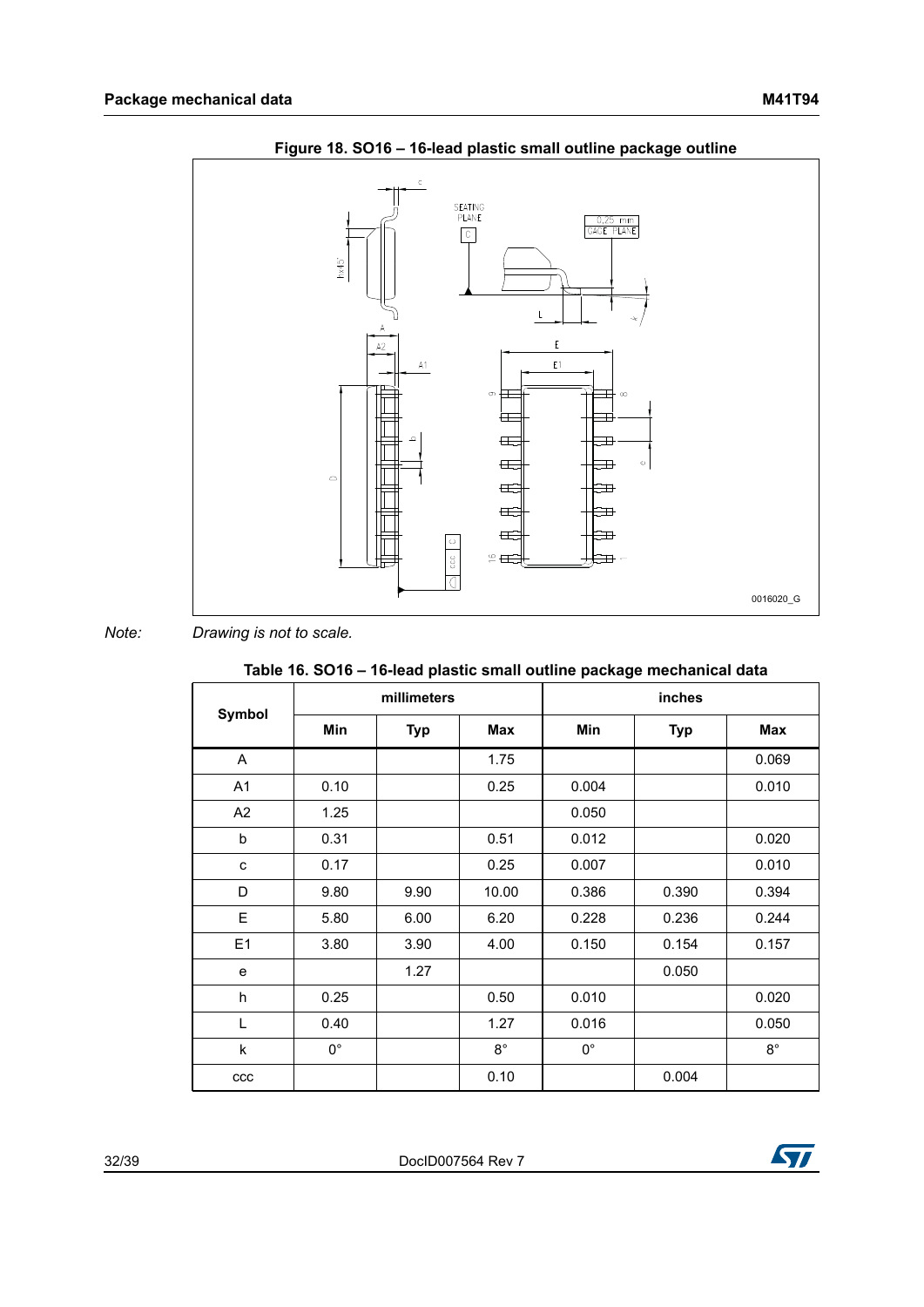**Figure 18. SO16 – 16-lead plastic small outline package outline**

*Note: Drawing is not to scale.*

**Table 16. SO16 – 16-lead plastic small outline package mechanical data**

| Symbol | millimeters | | | inches | | |
|---|---|---|---|---|---|---|
| | Min | Typ | Max | Min | Typ | Max |
| A | | | 1.75 | | | 0.069 |
| A1 | 0.10 | | 0.25 | 0.004 | | 0.010 |
| A2 | 1.25 | | | 0.050 | | |
| b | 0.31 | | 0.51 | 0.012 | | 0.020 |
| c | 0.17 | | 0.25 | 0.007 | | 0.010 |
| D | 9.80 | 9.90 | 10.00 | 0.386 | 0.390 | 0.394 |
| E | 5.80 | 6.00 | 6.20 | 0.228 | 0.236 | 0.244 |
| E1 | 3.80 | 3.90 | 4.00 | 0.150 | 0.154 | 0.157 |
| e | | 1.27 | | | 0.050 | |
| h | 0.25 | | 0.50 | 0.010 | | 0.020 |
| L | 0.40 | | 1.27 | 0.016 | | 0.050 |
| k | 0° | | 8° | 0° | | 8° |
| ccc | | | 0.10 | | 0.004 | |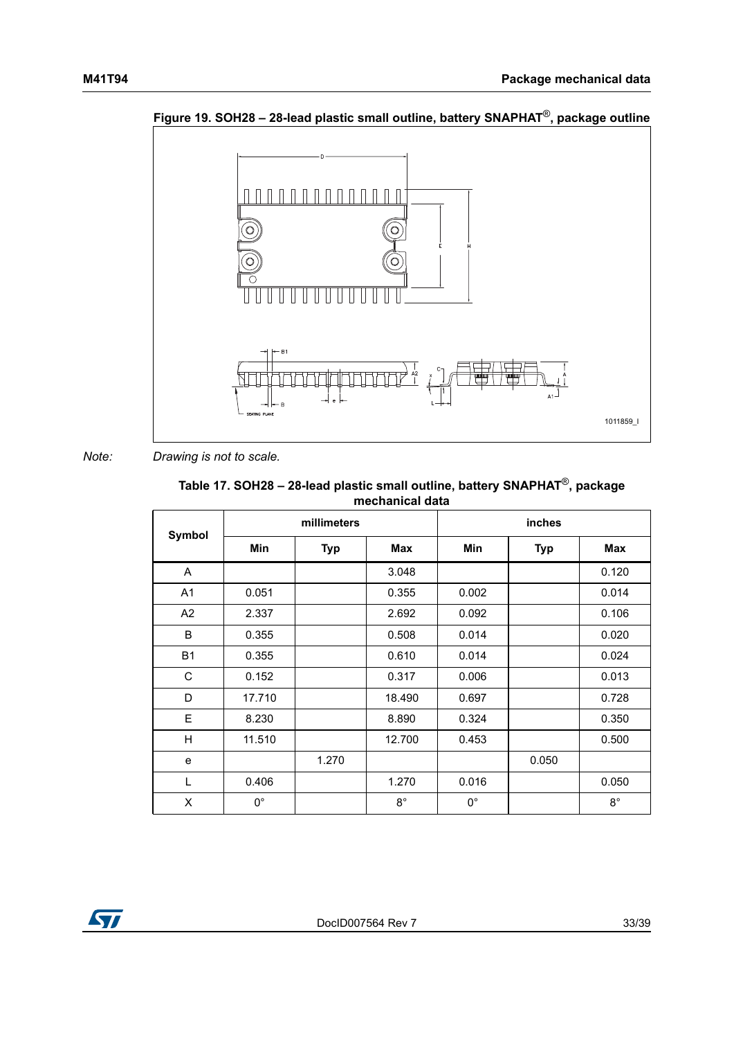**Figure 19. SOH28 – 28-lead plastic small outline, battery SNAPHAT®, package outline**

*Note: Drawing is not to scale.*

**Table 17. SOH28 – 28-lead plastic small outline, battery SNAPHAT®, package mechanical data**

| Symbol | millimeters | | | inches | | |
|---|---|---|---|---|---|---|
| | Min | Typ | Max | Min | Typ | Max |
| A | | | 3.048 | | | 0.120 |
| A1 | 0.051 | | 0.355 | 0.002 | | 0.014 |
| A2 | 2.337 | | 2.692 | 0.092 | | 0.106 |
| B | 0.355 | | 0.508 | 0.014 | | 0.020 |
| B1 | 0.355 | | 0.610 | 0.014 | | 0.024 |
| C | 0.152 | | 0.317 | 0.006 | | 0.013 |
| D | 17.710 | | 18.490 | 0.697 | | 0.728 |
| E | 8.230 | | 8.890 | 0.324 | | 0.350 |
| H | 11.510 | | 12.700 | 0.453 | | 0.500 |
| e | | 1.270 | | | 0.050 | |
| L | 0.406 | | 1.270 | 0.016 | | 0.050 |
| X | 0° | | 8° | 0° | | 8° |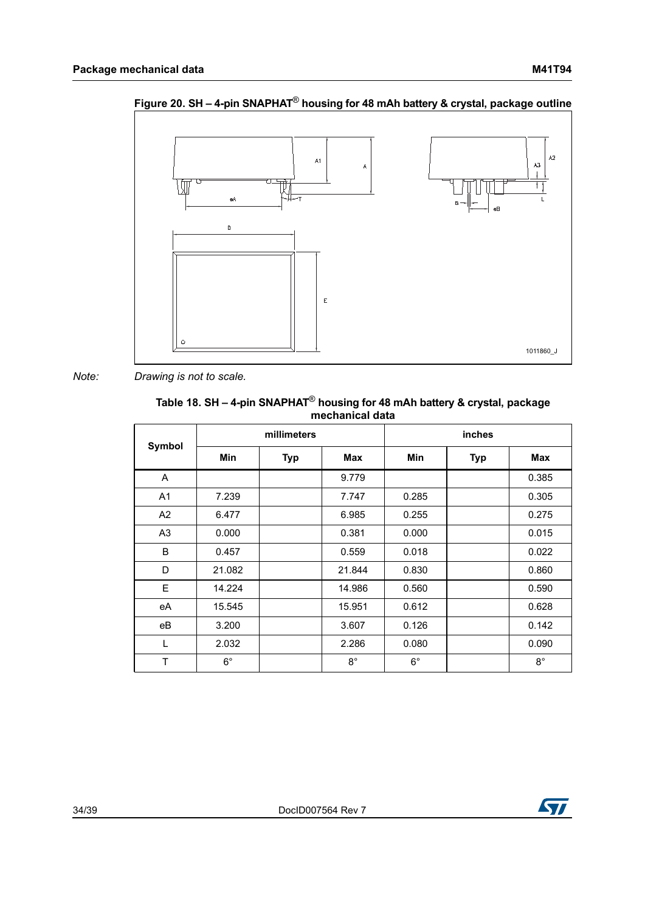**Figure 20. SH – 4-pin SNAPHAT® housing for 48 mAh battery & crystal, package outline**

*Note: Drawing is not to scale.*

**Table 18. SH – 4-pin SNAPHAT® housing for 48 mAh battery & crystal, package mechanical data**

| Symbol | millimeters | | | inches | | |
|---|---|---|---|---|---|---|
| | Min | Typ | Max | Min | Typ | Max |
| A | | | 9.779 | | | 0.385 |
| A1 | 7.239 | | 7.747 | 0.285 | | 0.305 |
| A2 | 6.477 | | 6.985 | 0.255 | | 0.275 |
| A3 | 0.000 | | 0.381 | 0.000 | | 0.015 |
| B | 0.457 | | 0.559 | 0.018 | | 0.022 |
| D | 21.082 | | 21.844 | 0.830 | | 0.860 |
| E | 14.224 | | 14.986 | 0.560 | | 0.590 |
| eA | 15.545 | | 15.951 | 0.612 | | 0.628 |
| eB | 3.200 | | 3.607 | 0.126 | | 0.142 |
| L | 2.032 | | 2.286 | 0.080 | | 0.090 |
| T | 6° | | 8° | 6° | | 8° |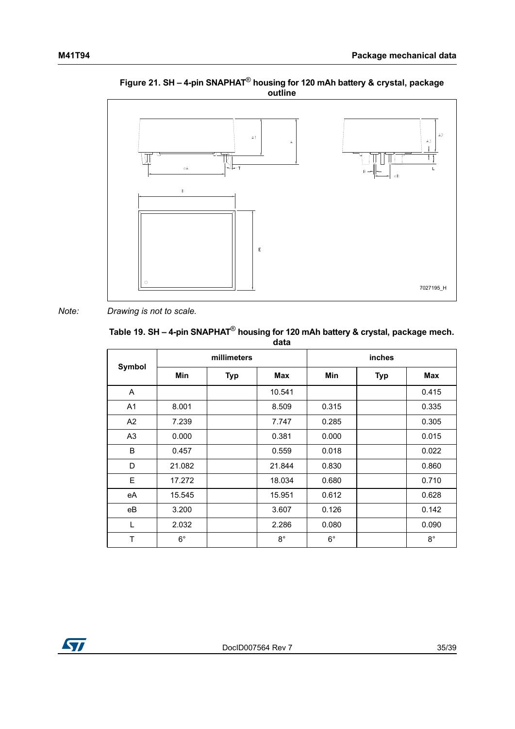**Figure 21. SH – 4-pin SNAPHAT® housing for 120 mAh battery & crystal, package outline**

*Note: Drawing is not to scale.*

**Table 19. SH – 4-pin SNAPHAT® housing for 120 mAh battery & crystal, package mech. data**

| Symbol | millimeters | | | inches | | |
|---|---|---|---|---|---|---|
| | Min | Typ | Max | Min | Typ | Max |
| A | | | 10.541 | | | 0.415 |
| A1 | 8.001 | | 8.509 | 0.315 | | 0.335 |
| A2 | 7.239 | | 7.747 | 0.285 | | 0.305 |
| A3 | 0.000 | | 0.381 | 0.000 | | 0.015 |
| B | 0.457 | | 0.559 | 0.018 | | 0.022 |
| D | 21.082 | | 21.844 | 0.830 | | 0.860 |
| E | 17.272 | | 18.034 | 0.680 | | 0.710 |
| eA | 15.545 | | 15.951 | 0.612 | | 0.628 |
| eB | 3.200 | | 3.607 | 0.126 | | 0.142 |
| L | 2.032 | | 2.286 | 0.080 | | 0.090 |
| T | 6° | | 8° | 6° | | 8° |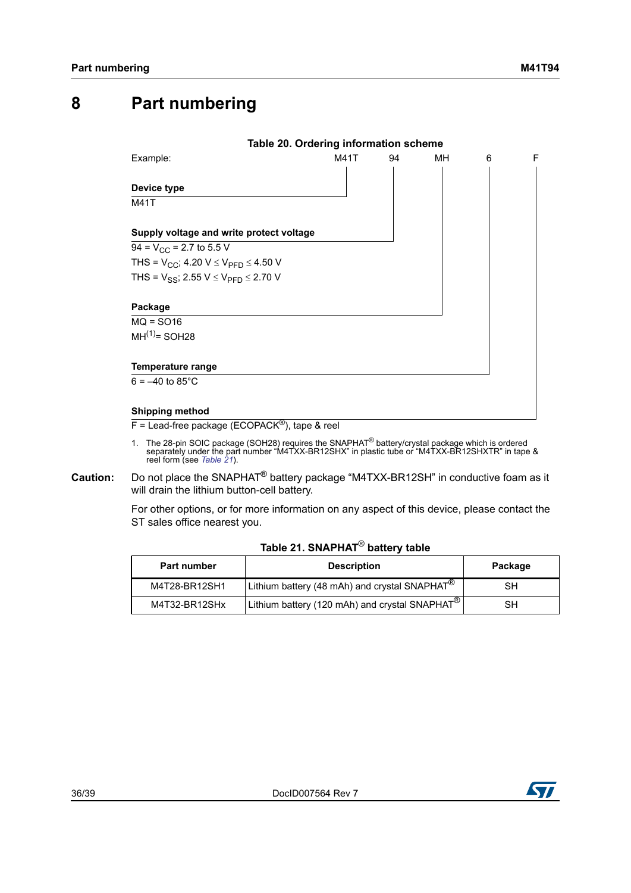# 8 Part numbering

**Table 20. Ordering information scheme**

| Example: | M41T | 94 | MH | 6 | F |
|---|---|---|---|---|---|

**Device type**

M41T

**Supply voltage and write protect voltage**

94 = $V_{CC}$ = 2.7 to 5.5 V

THS = $V_{CC}$; 4.20 V ≤ $V_{PFD}$ ≤ 4.50 V

THS = $V_{SS}$; 2.55 V ≤ $V_{PFD}$ ≤ 2.70 V

**Package**

MQ = SO16

MH[1]= SOH28

**Temperature range**

6 = –40 to 85°C

**Shipping method**

F = Lead-free package (ECOPACK®), tape & reel

1. The 28-pin SOIC package (SOH28) requires the SNAPHAT® battery/crystal package which is ordered separately under the part number "M4TXX-BR12SHX" in plastic tube or "M4TXX-BR12SHXTR" in tape & reel form (see *Table 21*).

**Caution:** Do not place the SNAPHAT® battery package "M4TXX-BR12SH" in conductive foam as it will drain the lithium button-cell battery.

For other options, or for more information on any aspect of this device, please contact the ST sales office nearest you.

**Table 21. SNAPHAT® battery table**

| Part number | Description | Package |
|---|---|---|
| M4T28-BR12SH1 | Lithium battery (48 mAh) and crystal SNAPHAT® | SH |
| M4T32-BR12SHx | Lithium battery (120 mAh) and crystal SNAPHAT® | SH |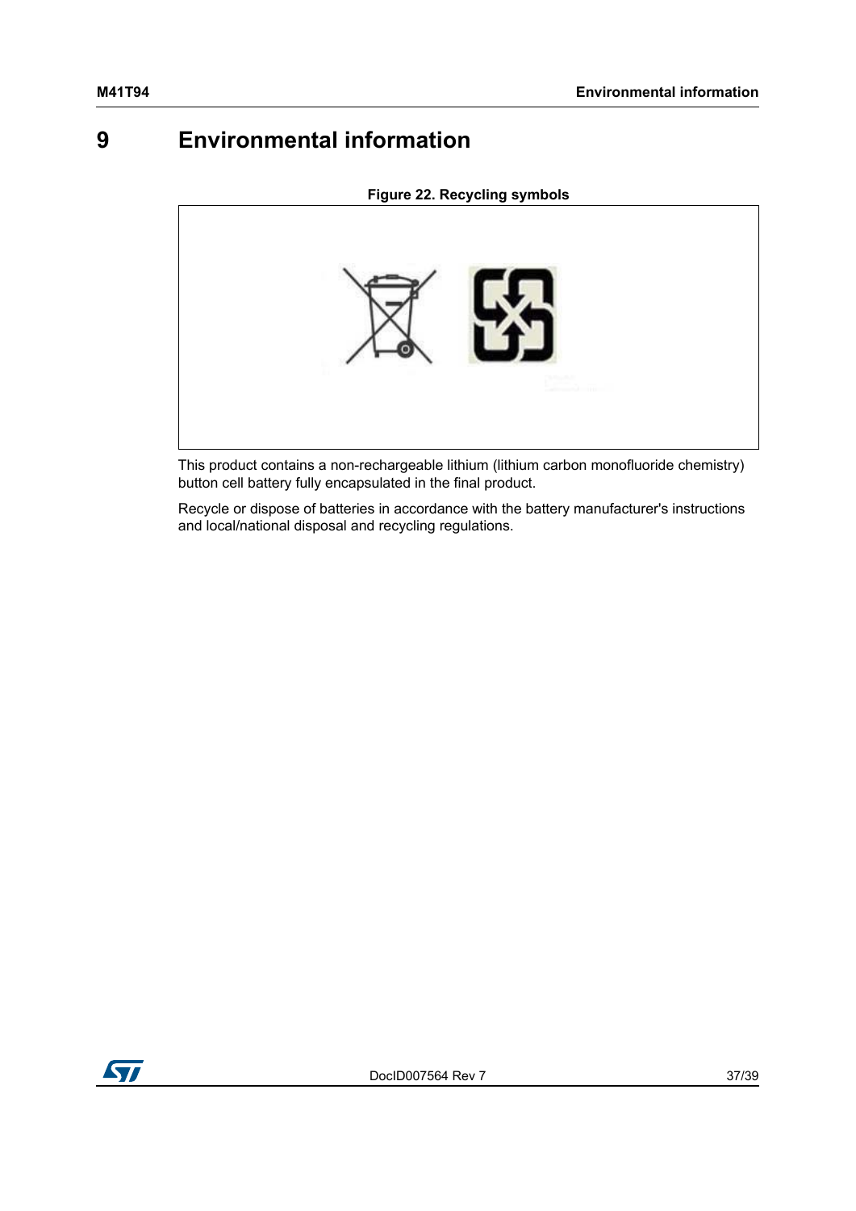# 9 Environmental information

**Figure 22. Recycling symbols**

This product contains a non-rechargeable lithium (lithium carbon monofluoride chemistry) button cell battery fully encapsulated in the final product.

Recycle or dispose of batteries in accordance with the battery manufacturer's instructions and local/national disposal and recycling regulations.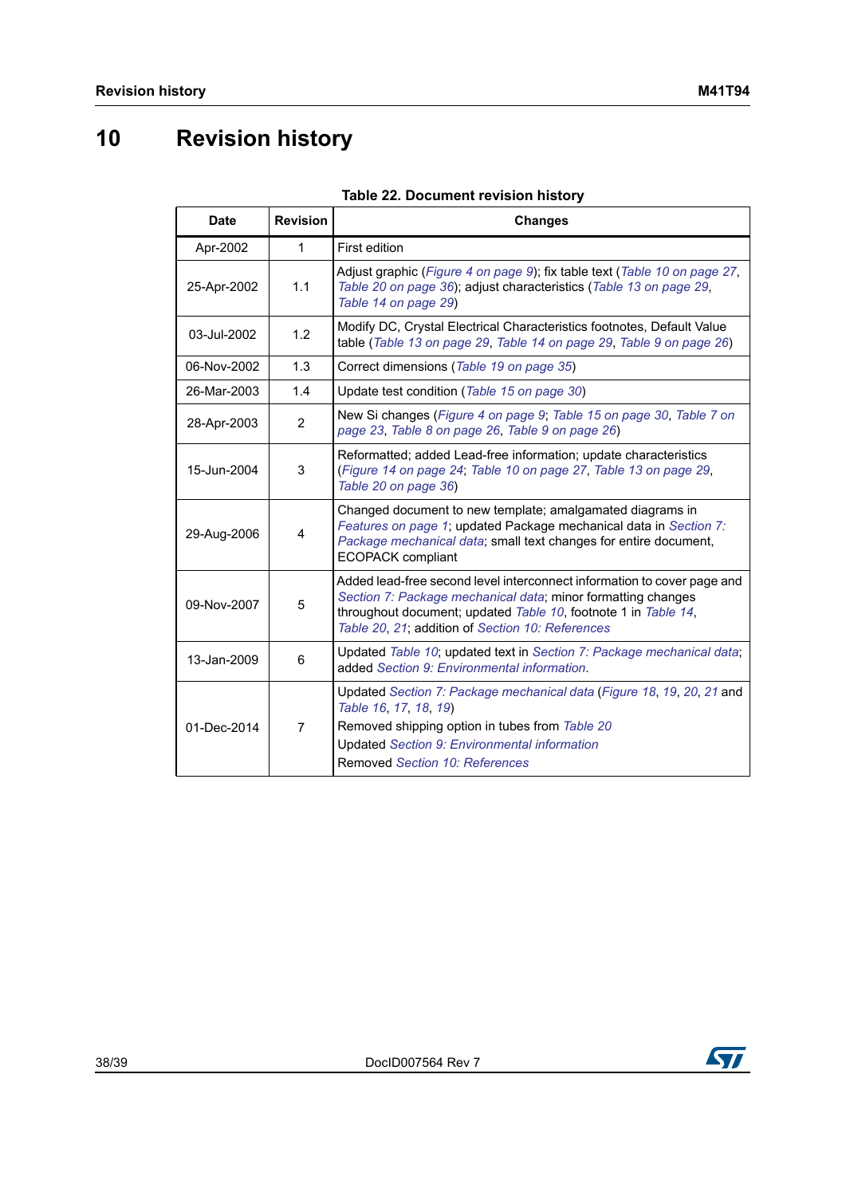# 10 Revision history

**Table 22. Document revision history**

| Date | Revision | Changes |
|---|---|---|
| Apr-2002 | 1 | First edition |
| 25-Apr-2002 | 1.1 | Adjust graphic (*Figure 4 on page 9*); fix table text (*Table 10 on page 27*, *Table 20 on page 36*); adjust characteristics (*Table 13 on page 29*, *Table 14 on page 29*) |
| 03-Jul-2002 | 1.2 | Modify DC, Crystal Electrical Characteristics footnotes, Default Value table (*Table 13 on page 29*, *Table 14 on page 29*, *Table 9 on page 26*) |
| 06-Nov-2002 | 1.3 | Correct dimensions (*Table 19 on page 35*) |
| 26-Mar-2003 | 1.4 | Update test condition (*Table 15 on page 30*) |
| 28-Apr-2003 | 2 | New Si changes (*Figure 4 on page 9*; *Table 15 on page 30*, *Table 7 on page 23*, *Table 8 on page 26*, *Table 9 on page 26*) |
| 15-Jun-2004 | 3 | Reformatted; added Lead-free information; update characteristics (*Figure 14 on page 24*; *Table 10 on page 27*, *Table 13 on page 29*, *Table 20 on page 36*) |
| 29-Aug-2006 | 4 | Changed document to new template; amalgamated diagrams in *Features on page 1*; updated Package mechanical data in *Section 7: Package mechanical data*; small text changes for entire document, ECOPACK compliant |
| 09-Nov-2007 | 5 | Added lead-free second level interconnect information to cover page and *Section 7: Package mechanical data*; minor formatting changes throughout document; updated *Table 10*, footnote 1 in *Table 14*, *Table 20*, *21*; addition of *Section 10: References* |
| 13-Jan-2009 | 6 | Updated *Table 10*; updated text in *Section 7: Package mechanical data*; added *Section 9: Environmental information*. |
| 01-Dec-2014 | 7 | Updated *Section 7: Package mechanical data* (*Figure 18*, *19*, *20*, *21* and *Table 16*, *17*, *18*, *19*)<br>Removed shipping option in tubes from *Table 20*<br>Updated *Section 9: Environmental information*<br>Removed *Section 10: References* |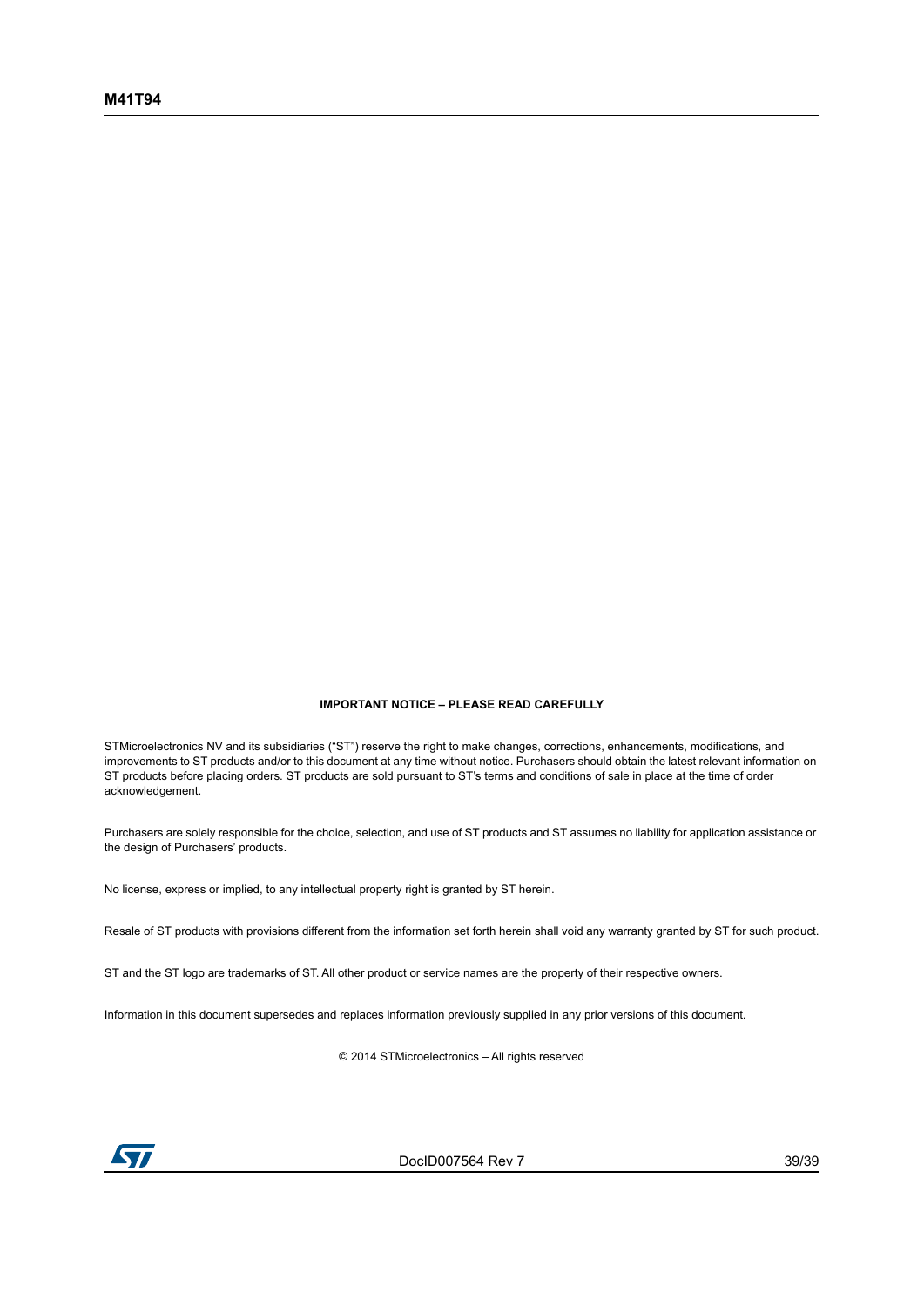**IMPORTANT NOTICE – PLEASE READ CAREFULLY**

STMicroelectronics NV and its subsidiaries (“ST”) reserve the right to make changes, corrections, enhancements, modifications, and improvements to ST products and/or to this document at any time without notice. Purchasers should obtain the latest relevant information on ST products before placing orders. ST products are sold pursuant to ST’s terms and conditions of sale in place at the time of order acknowledgement.

Purchasers are solely responsible for the choice, selection, and use of ST products and ST assumes no liability for application assistance or the design of Purchasers’ products.

No license, express or implied, to any intellectual property right is granted by ST herein.

Resale of ST products with provisions different from the information set forth herein shall void any warranty granted by ST for such product.

ST and the ST logo are trademarks of ST. All other product or service names are the property of their respective owners.

Information in this document supersedes and replaces information previously supplied in any prior versions of this document.

© 2014 STMicroelectronics – All rights reserved